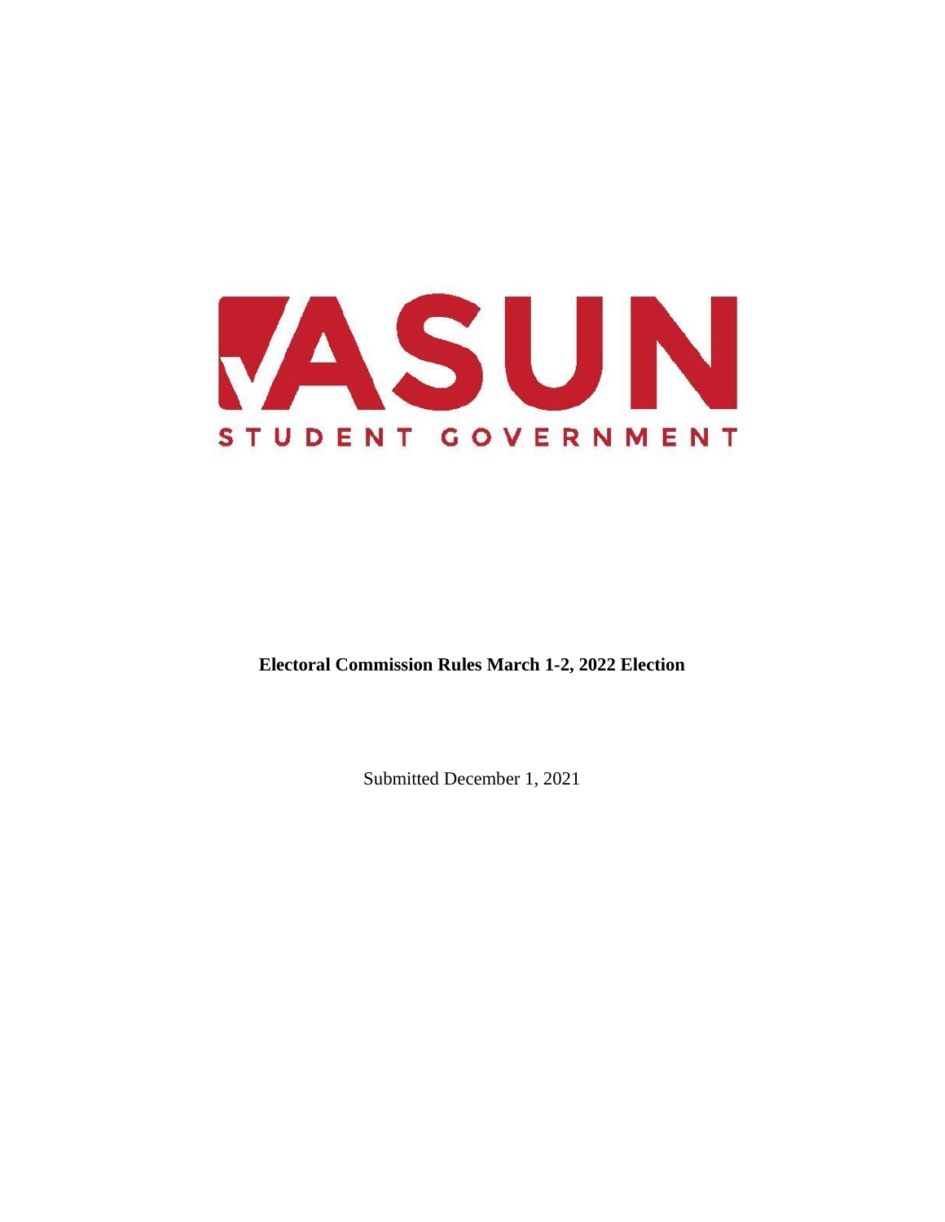ASUN

STUDENT GOVERNMENT

**Electoral Commission Rules March 1-2, 2022 Election**

Submitted December 1, 2021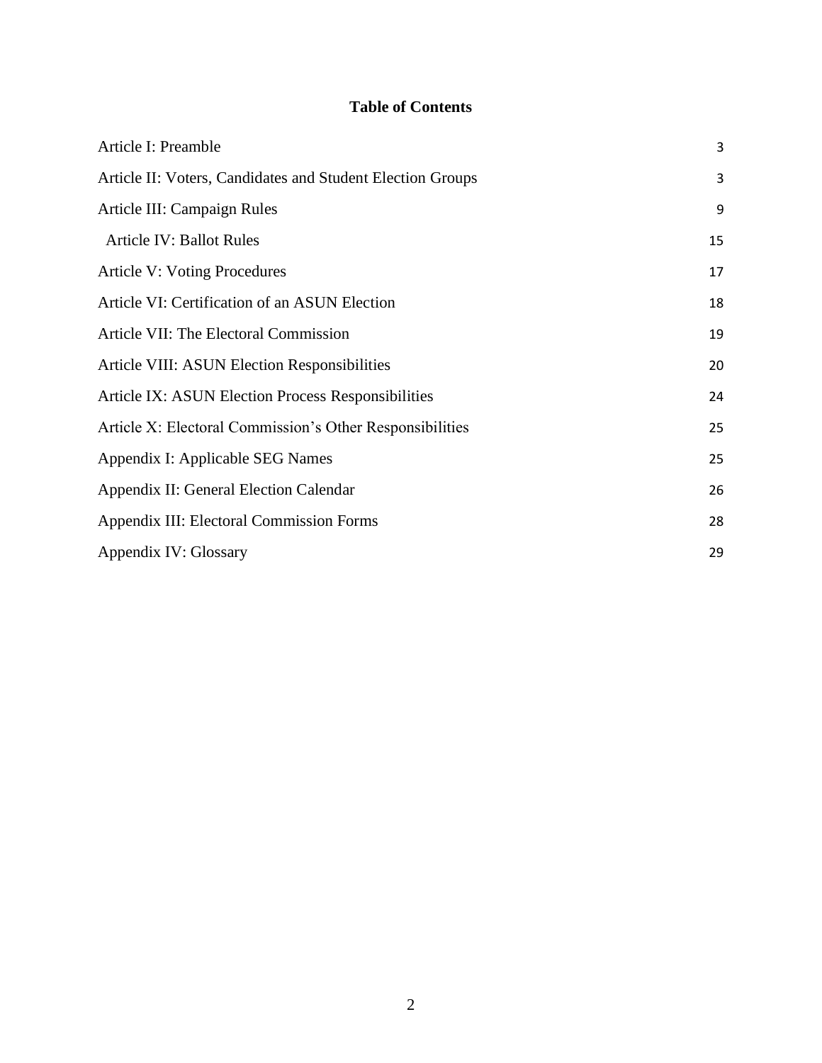## Table of Contents

| | |
|---|---|
| Article I: Preamble | 3 |
| Article II: Voters, Candidates and Student Election Groups | 3 |
| Article III: Campaign Rules | 9 |
| Article IV: Ballot Rules | 15 |
| Article V: Voting Procedures | 17 |
| Article VI: Certification of an ASUN Election | 18 |
| Article VII: The Electoral Commission | 19 |
| Article VIII: ASUN Election Responsibilities | 20 |
| Article IX: ASUN Election Process Responsibilities | 24 |
| Article X: Electoral Commission's Other Responsibilities | 25 |
| Appendix I: Applicable SEG Names | 25 |
| Appendix II: General Election Calendar | 26 |
| Appendix III: Electoral Commission Forms | 28 |
| Appendix IV: Glossary | 29 |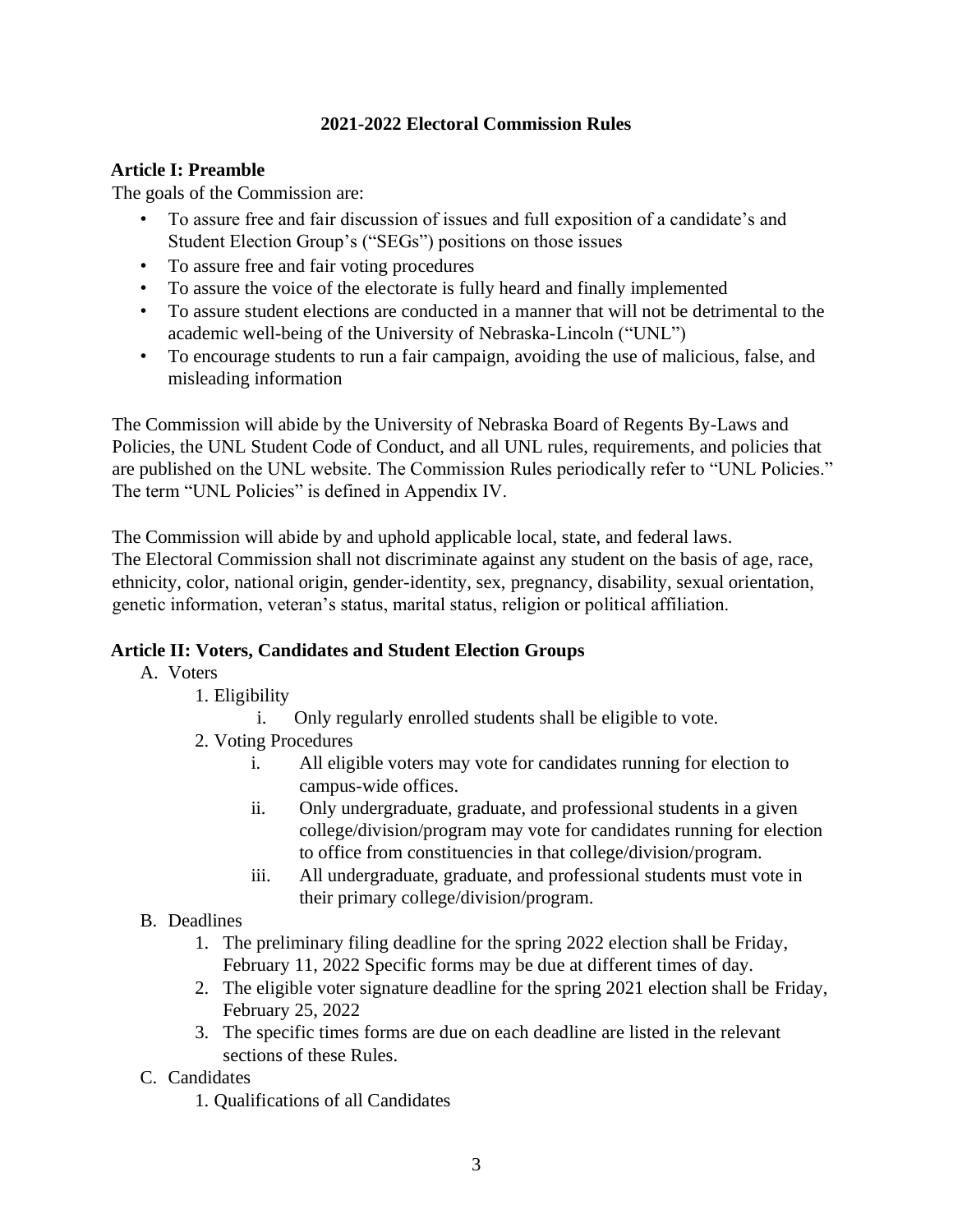# 2021-2022 Electoral Commission Rules

## Article I: Preamble

The goals of the Commission are:

- To assure free and fair discussion of issues and full exposition of a candidate's and Student Election Group's ("SEGs") positions on those issues
- To assure free and fair voting procedures
- To assure the voice of the electorate is fully heard and finally implemented
- To assure student elections are conducted in a manner that will not be detrimental to the academic well-being of the University of Nebraska-Lincoln ("UNL")
- To encourage students to run a fair campaign, avoiding the use of malicious, false, and misleading information

The Commission will abide by the University of Nebraska Board of Regents By-Laws and Policies, the UNL Student Code of Conduct, and all UNL rules, requirements, and policies that are published on the UNL website. The Commission Rules periodically refer to "UNL Policies." The term "UNL Policies" is defined in Appendix IV.

The Commission will abide by and uphold applicable local, state, and federal laws. The Electoral Commission shall not discriminate against any student on the basis of age, race, ethnicity, color, national origin, gender-identity, sex, pregnancy, disability, sexual orientation, genetic information, veteran's status, marital status, religion or political affiliation.

## Article II: Voters, Candidates and Student Election Groups

A. Voters
   1. Eligibility
      i. Only regularly enrolled students shall be eligible to vote.
   2. Voting Procedures
      i. All eligible voters may vote for candidates running for election to campus-wide offices.
      ii. Only undergraduate, graduate, and professional students in a given college/division/program may vote for candidates running for election to office from constituencies in that college/division/program.
      iii. All undergraduate, graduate, and professional students must vote in their primary college/division/program.

B. Deadlines
   1. The preliminary filing deadline for the spring 2022 election shall be Friday, February 11, 2022 Specific forms may be due at different times of day.
   2. The eligible voter signature deadline for the spring 2021 election shall be Friday, February 25, 2022
   3. The specific times forms are due on each deadline are listed in the relevant sections of these Rules.

C. Candidates
   1. Qualifications of all Candidates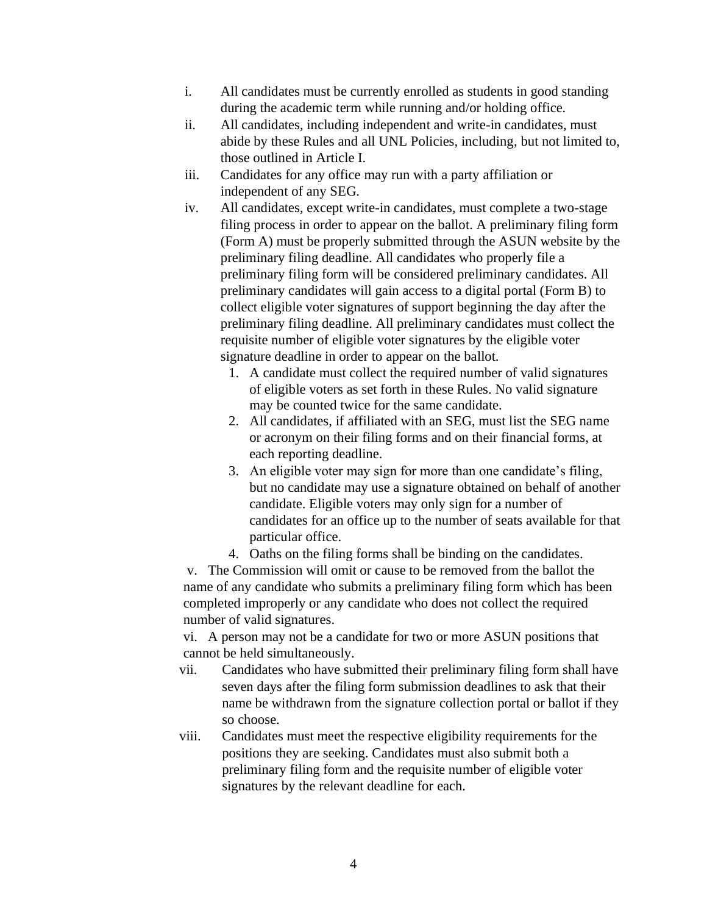i. All candidates must be currently enrolled as students in good standing during the academic term while running and/or holding office.

ii. All candidates, including independent and write-in candidates, must abide by these Rules and all UNL Policies, including, but not limited to, those outlined in Article I.

iii. Candidates for any office may run with a party affiliation or independent of any SEG.

iv. All candidates, except write-in candidates, must complete a two-stage filing process in order to appear on the ballot. A preliminary filing form (Form A) must be properly submitted through the ASUN website by the preliminary filing deadline. All candidates who properly file a preliminary filing form will be considered preliminary candidates. All preliminary candidates will gain access to a digital portal (Form B) to collect eligible voter signatures of support beginning the day after the preliminary filing deadline. All preliminary candidates must collect the requisite number of eligible voter signatures by the eligible voter signature deadline in order to appear on the ballot.

1. A candidate must collect the required number of valid signatures of eligible voters as set forth in these Rules. No valid signature may be counted twice for the same candidate.
2. All candidates, if affiliated with an SEG, must list the SEG name or acronym on their filing forms and on their financial forms, at each reporting deadline.
3. An eligible voter may sign for more than one candidate's filing, but no candidate may use a signature obtained on behalf of another candidate. Eligible voters may only sign for a number of candidates for an office up to the number of seats available for that particular office.
4. Oaths on the filing forms shall be binding on the candidates.

v. The Commission will omit or cause to be removed from the ballot the name of any candidate who submits a preliminary filing form which has been completed improperly or any candidate who does not collect the required number of valid signatures.

vi. A person may not be a candidate for two or more ASUN positions that cannot be held simultaneously.

vii. Candidates who have submitted their preliminary filing form shall have seven days after the filing form submission deadlines to ask that their name be withdrawn from the signature collection portal or ballot if they so choose.

viii. Candidates must meet the respective eligibility requirements for the positions they are seeking. Candidates must also submit both a preliminary filing form and the requisite number of eligible voter signatures by the relevant deadline for each.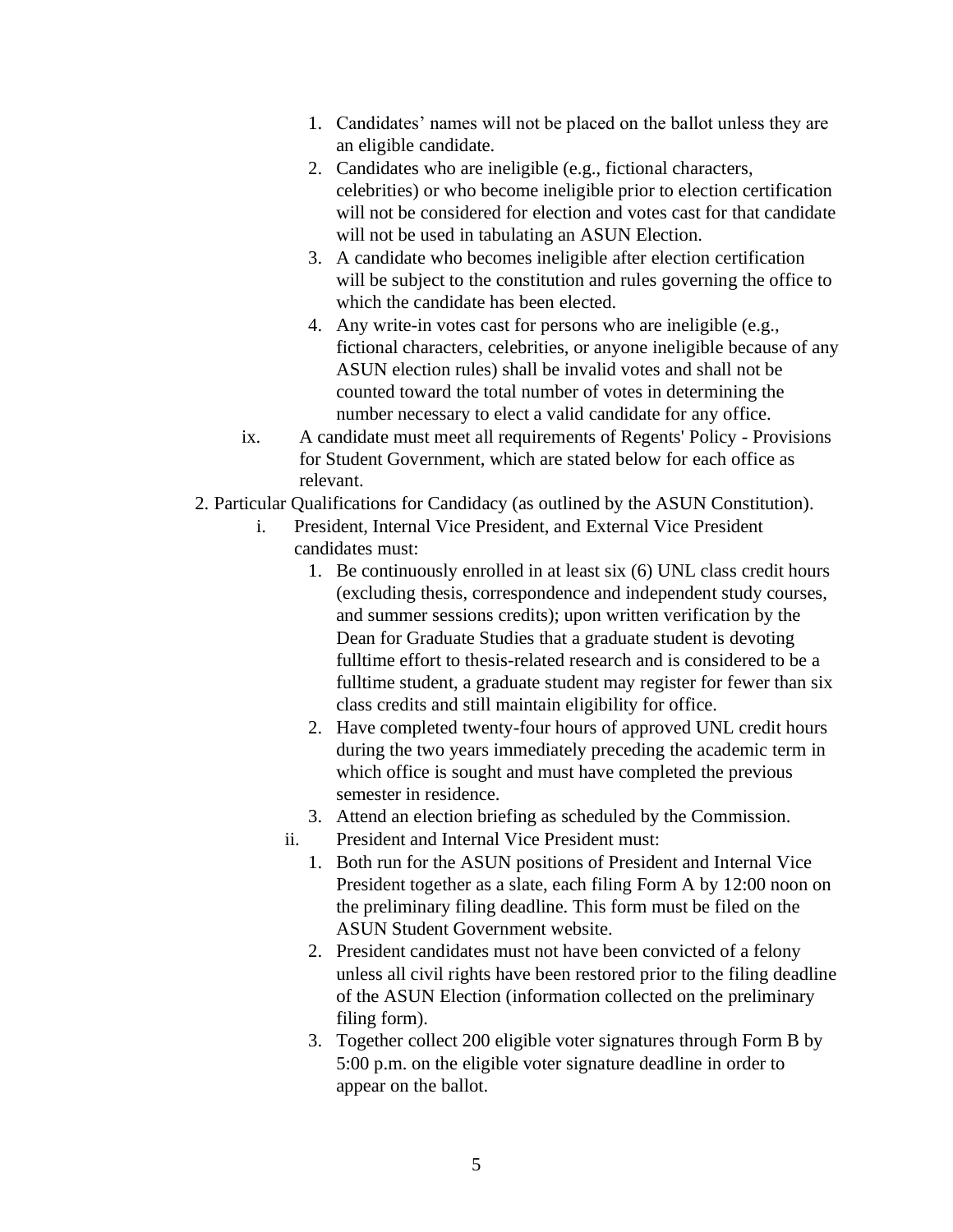1. Candidates' names will not be placed on the ballot unless they are an eligible candidate.
2. Candidates who are ineligible (e.g., fictional characters, celebrities) or who become ineligible prior to election certification will not be considered for election and votes cast for that candidate will not be used in tabulating an ASUN Election.
3. A candidate who becomes ineligible after election certification will be subject to the constitution and rules governing the office to which the candidate has been elected.
4. Any write-in votes cast for persons who are ineligible (e.g., fictional characters, celebrities, or anyone ineligible because of any ASUN election rules) shall be invalid votes and shall not be counted toward the total number of votes in determining the number necessary to elect a valid candidate for any office.

ix. A candidate must meet all requirements of Regents' Policy - Provisions for Student Government, which are stated below for each office as relevant.

2. Particular Qualifications for Candidacy (as outlined by the ASUN Constitution).

i. President, Internal Vice President, and External Vice President candidates must:

1. Be continuously enrolled in at least six (6) UNL class credit hours (excluding thesis, correspondence and independent study courses, and summer sessions credits); upon written verification by the Dean for Graduate Studies that a graduate student is devoting fulltime effort to thesis-related research and is considered to be a fulltime student, a graduate student may register for fewer than six class credits and still maintain eligibility for office.
2. Have completed twenty-four hours of approved UNL credit hours during the two years immediately preceding the academic term in which office is sought and must have completed the previous semester in residence.
3. Attend an election briefing as scheduled by the Commission.

ii. President and Internal Vice President must:

1. Both run for the ASUN positions of President and Internal Vice President together as a slate, each filing Form A by 12:00 noon on the preliminary filing deadline. This form must be filed on the ASUN Student Government website.
2. President candidates must not have been convicted of a felony unless all civil rights have been restored prior to the filing deadline of the ASUN Election (information collected on the preliminary filing form).
3. Together collect 200 eligible voter signatures through Form B by 5:00 p.m. on the eligible voter signature deadline in order to appear on the ballot.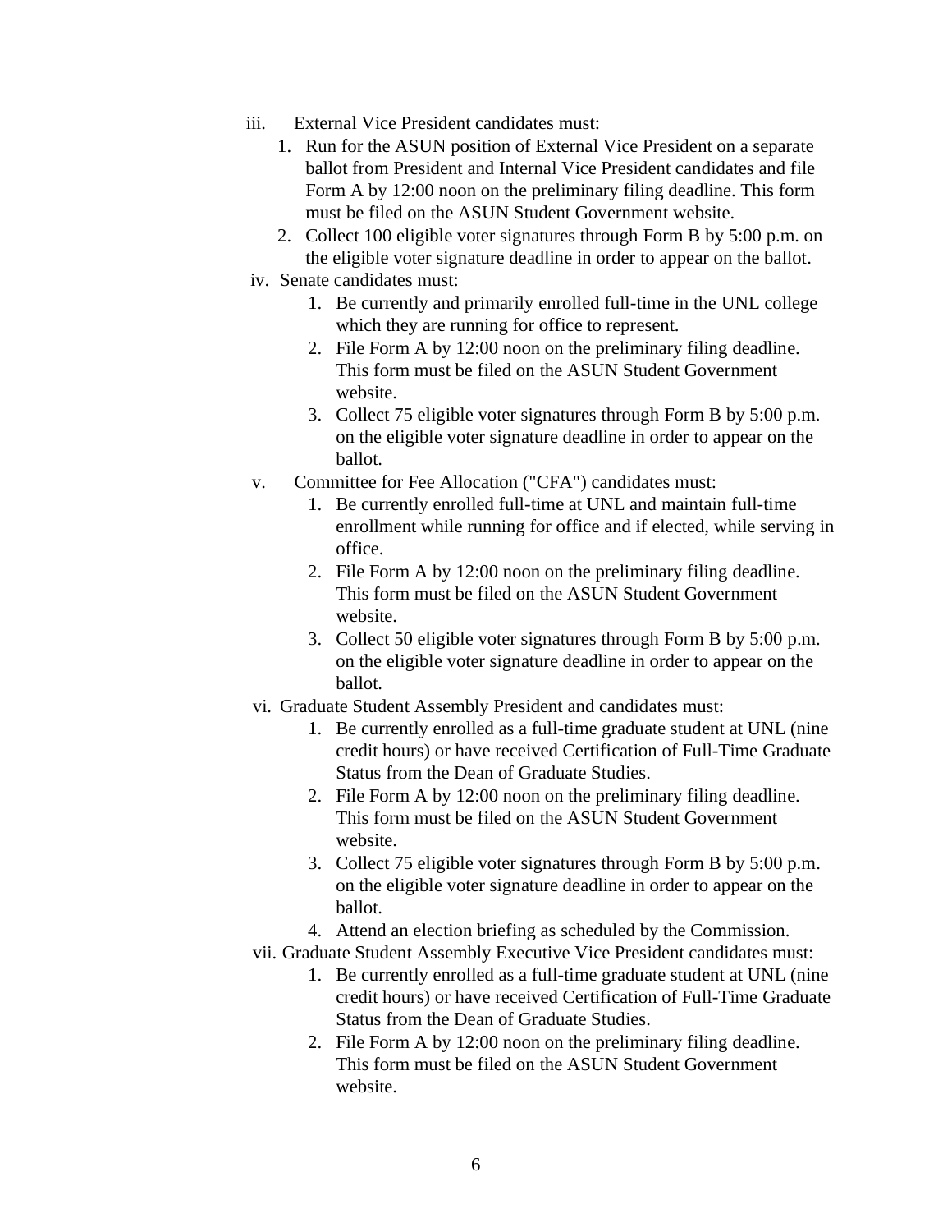iii. External Vice President candidates must:
   1. Run for the ASUN position of External Vice President on a separate ballot from President and Internal Vice President candidates and file Form A by 12:00 noon on the preliminary filing deadline. This form must be filed on the ASUN Student Government website.
   2. Collect 100 eligible voter signatures through Form B by 5:00 p.m. on the eligible voter signature deadline in order to appear on the ballot.

iv. Senate candidates must:
   1. Be currently and primarily enrolled full-time in the UNL college which they are running for office to represent.
   2. File Form A by 12:00 noon on the preliminary filing deadline. This form must be filed on the ASUN Student Government website.
   3. Collect 75 eligible voter signatures through Form B by 5:00 p.m. on the eligible voter signature deadline in order to appear on the ballot.

v. Committee for Fee Allocation ("CFA") candidates must:
   1. Be currently enrolled full-time at UNL and maintain full-time enrollment while running for office and if elected, while serving in office.
   2. File Form A by 12:00 noon on the preliminary filing deadline. This form must be filed on the ASUN Student Government website.
   3. Collect 50 eligible voter signatures through Form B by 5:00 p.m. on the eligible voter signature deadline in order to appear on the ballot.

vi. Graduate Student Assembly President and candidates must:
   1. Be currently enrolled as a full-time graduate student at UNL (nine credit hours) or have received Certification of Full-Time Graduate Status from the Dean of Graduate Studies.
   2. File Form A by 12:00 noon on the preliminary filing deadline. This form must be filed on the ASUN Student Government website.
   3. Collect 75 eligible voter signatures through Form B by 5:00 p.m. on the eligible voter signature deadline in order to appear on the ballot.
   4. Attend an election briefing as scheduled by the Commission.

vii. Graduate Student Assembly Executive Vice President candidates must:
   1. Be currently enrolled as a full-time graduate student at UNL (nine credit hours) or have received Certification of Full-Time Graduate Status from the Dean of Graduate Studies.
   2. File Form A by 12:00 noon on the preliminary filing deadline. This form must be filed on the ASUN Student Government website.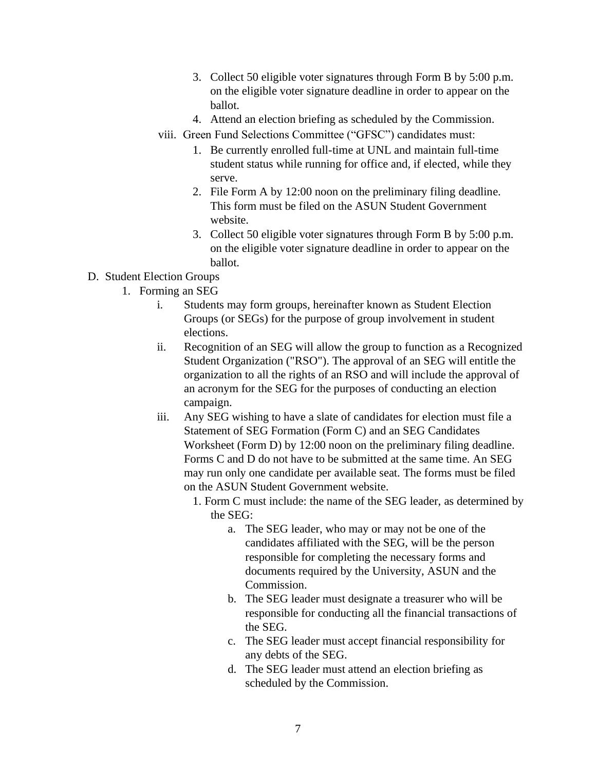3. Collect 50 eligible voter signatures through Form B by 5:00 p.m. on the eligible voter signature deadline in order to appear on the ballot.
4. Attend an election briefing as scheduled by the Commission.

viii. Green Fund Selections Committee ("GFSC") candidates must:

1. Be currently enrolled full-time at UNL and maintain full-time student status while running for office and, if elected, while they serve.
2. File Form A by 12:00 noon on the preliminary filing deadline. This form must be filed on the ASUN Student Government website.
3. Collect 50 eligible voter signatures through Form B by 5:00 p.m. on the eligible voter signature deadline in order to appear on the ballot.

D. Student Election Groups

1. Forming an SEG

i. Students may form groups, hereinafter known as Student Election Groups (or SEGs) for the purpose of group involvement in student elections.

ii. Recognition of an SEG will allow the group to function as a Recognized Student Organization ("RSO"). The approval of an SEG will entitle the organization to all the rights of an RSO and will include the approval of an acronym for the SEG for the purposes of conducting an election campaign.

iii. Any SEG wishing to have a slate of candidates for election must file a Statement of SEG Formation (Form C) and an SEG Candidates Worksheet (Form D) by 12:00 noon on the preliminary filing deadline. Forms C and D do not have to be submitted at the same time. An SEG may run only one candidate per available seat. The forms must be filed on the ASUN Student Government website.

1. Form C must include: the name of the SEG leader, as determined by the SEG:
   a. The SEG leader, who may or may not be one of the candidates affiliated with the SEG, will be the person responsible for completing the necessary forms and documents required by the University, ASUN and the Commission.
   b. The SEG leader must designate a treasurer who will be responsible for conducting all the financial transactions of the SEG.
   c. The SEG leader must accept financial responsibility for any debts of the SEG.
   d. The SEG leader must attend an election briefing as scheduled by the Commission.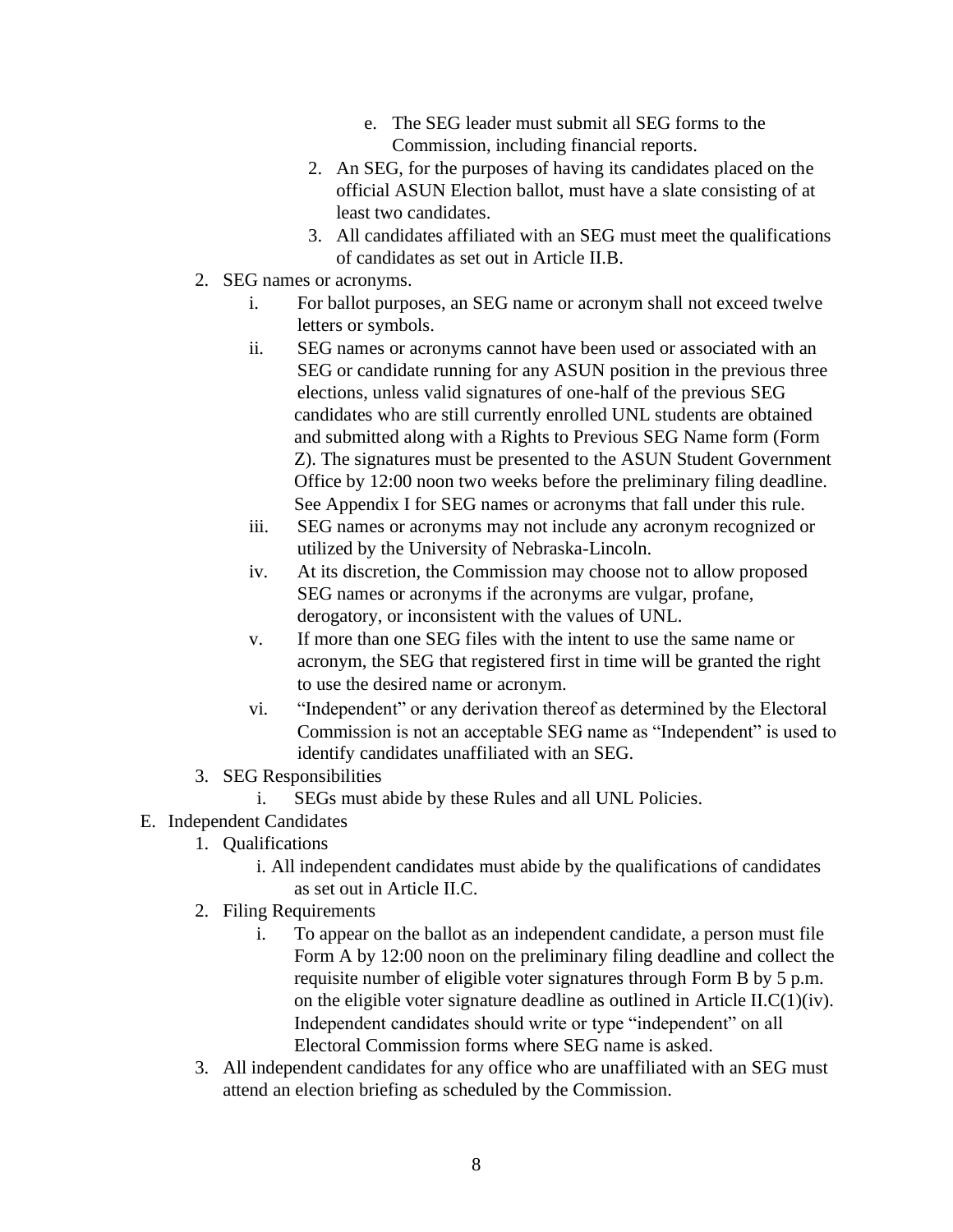e. The SEG leader must submit all SEG forms to the Commission, including financial reports.

2. An SEG, for the purposes of having its candidates placed on the official ASUN Election ballot, must have a slate consisting of at least two candidates.
3. All candidates affiliated with an SEG must meet the qualifications of candidates as set out in Article II.B.

2. SEG names or acronyms.
   i. For ballot purposes, an SEG name or acronym shall not exceed twelve letters or symbols.
   ii. SEG names or acronyms cannot have been used or associated with an SEG or candidate running for any ASUN position in the previous three elections, unless valid signatures of one-half of the previous SEG candidates who are still currently enrolled UNL students are obtained and submitted along with a Rights to Previous SEG Name form (Form Z). The signatures must be presented to the ASUN Student Government Office by 12:00 noon two weeks before the preliminary filing deadline. See Appendix I for SEG names or acronyms that fall under this rule.
   iii. SEG names or acronyms may not include any acronym recognized or utilized by the University of Nebraska-Lincoln.
   iv. At its discretion, the Commission may choose not to allow proposed SEG names or acronyms if the acronyms are vulgar, profane, derogatory, or inconsistent with the values of UNL.
   v. If more than one SEG files with the intent to use the same name or acronym, the SEG that registered first in time will be granted the right to use the desired name or acronym.
   vi. "Independent" or any derivation thereof as determined by the Electoral Commission is not an acceptable SEG name as "Independent" is used to identify candidates unaffiliated with an SEG.
3. SEG Responsibilities
   i. SEGs must abide by these Rules and all UNL Policies.

E. Independent Candidates
   1. Qualifications
      i. All independent candidates must abide by the qualifications of candidates as set out in Article II.C.
   2. Filing Requirements
      i. To appear on the ballot as an independent candidate, a person must file Form A by 12:00 noon on the preliminary filing deadline and collect the requisite number of eligible voter signatures through Form B by 5 p.m. on the eligible voter signature deadline as outlined in Article II.C(1)(iv). Independent candidates should write or type "independent" on all Electoral Commission forms where SEG name is asked.
   3. All independent candidates for any office who are unaffiliated with an SEG must attend an election briefing as scheduled by the Commission.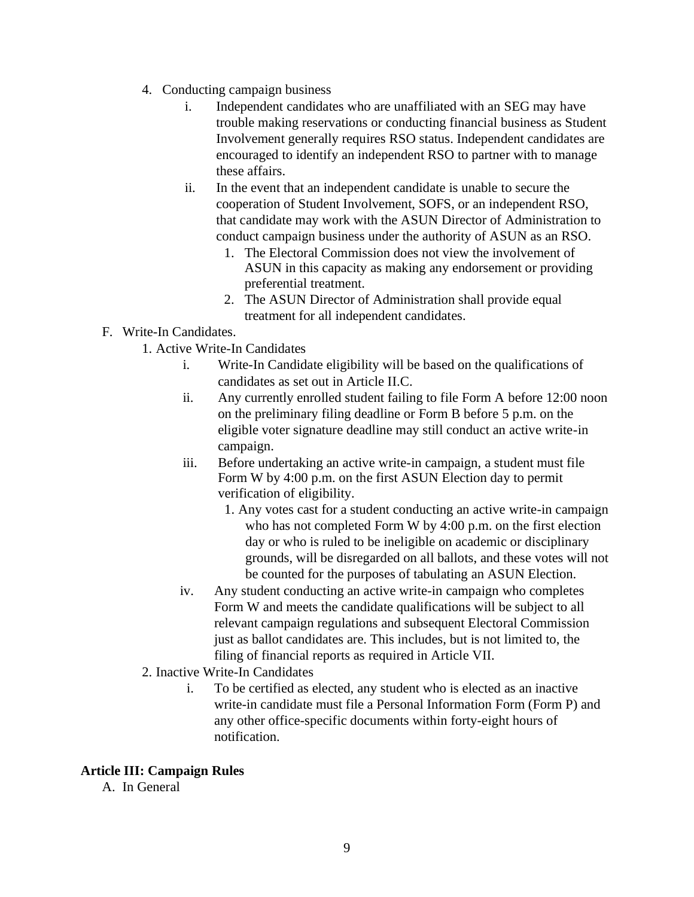4. Conducting campaign business
    i. Independent candidates who are unaffiliated with an SEG may have trouble making reservations or conducting financial business as Student Involvement generally requires RSO status. Independent candidates are encouraged to identify an independent RSO to partner with to manage these affairs.
    ii. In the event that an independent candidate is unable to secure the cooperation of Student Involvement, SOFS, or an independent RSO, that candidate may work with the ASUN Director of Administration to conduct campaign business under the authority of ASUN as an RSO.
        1. The Electoral Commission does not view the involvement of ASUN in this capacity as making any endorsement or providing preferential treatment.
        2. The ASUN Director of Administration shall provide equal treatment for all independent candidates.

F. Write-In Candidates.
1. Active Write-In Candidates
    i. Write-In Candidate eligibility will be based on the qualifications of candidates as set out in Article II.C.
    ii. Any currently enrolled student failing to file Form A before 12:00 noon on the preliminary filing deadline or Form B before 5 p.m. on the eligible voter signature deadline may still conduct an active write-in campaign.
    iii. Before undertaking an active write-in campaign, a student must file Form W by 4:00 p.m. on the first ASUN Election day to permit verification of eligibility.
        1. Any votes cast for a student conducting an active write-in campaign who has not completed Form W by 4:00 p.m. on the first election day or who is ruled to be ineligible on academic or disciplinary grounds, will be disregarded on all ballots, and these votes will not be counted for the purposes of tabulating an ASUN Election.
    iv. Any student conducting an active write-in campaign who completes Form W and meets the candidate qualifications will be subject to all relevant campaign regulations and subsequent Electoral Commission just as ballot candidates are. This includes, but is not limited to, the filing of financial reports as required in Article VII.
2. Inactive Write-In Candidates
    i. To be certified as elected, any student who is elected as an inactive write-in candidate must file a Personal Information Form (Form P) and any other office-specific documents within forty-eight hours of notification.

**Article III: Campaign Rules**

A. In General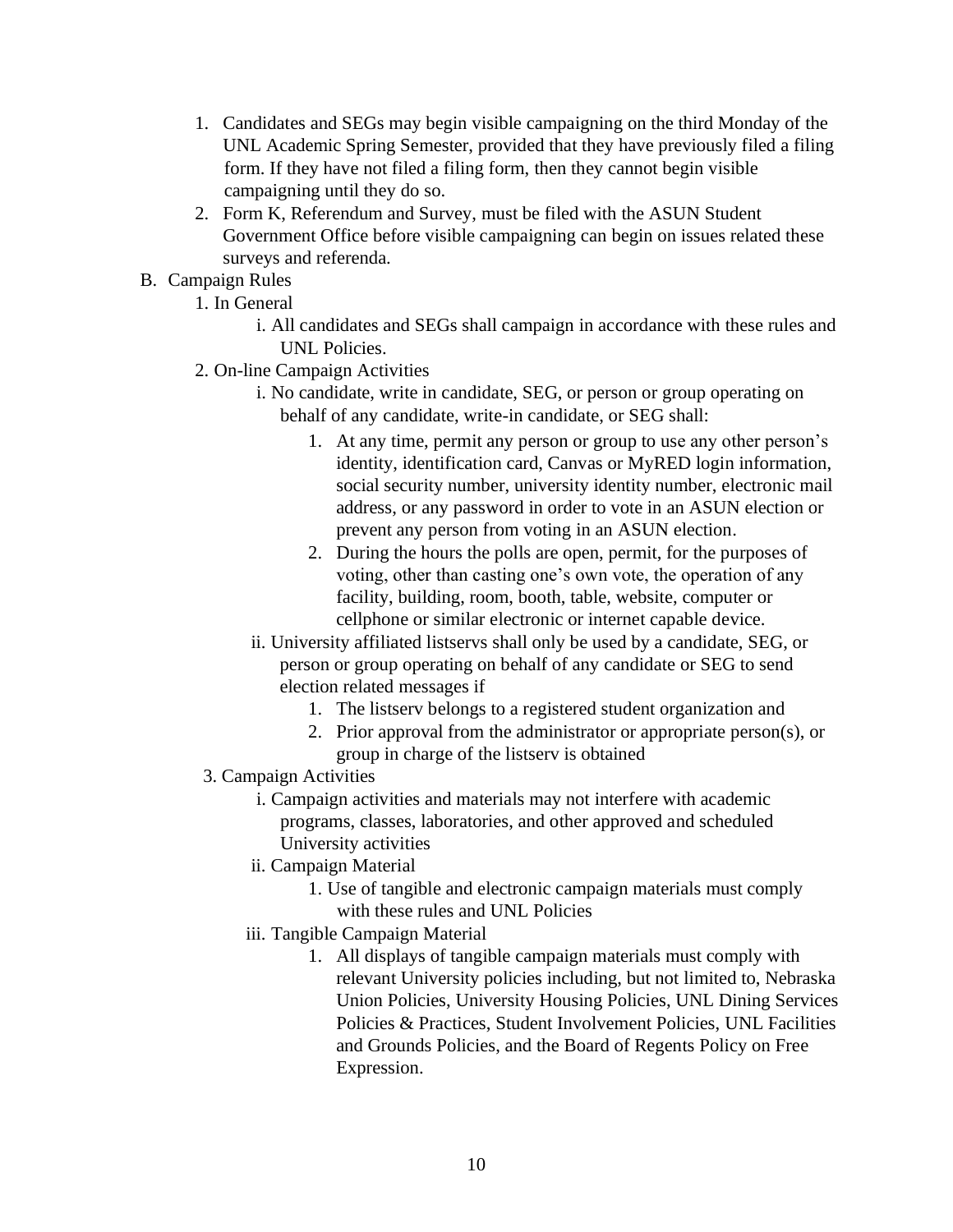1. Candidates and SEGs may begin visible campaigning on the third Monday of the UNL Academic Spring Semester, provided that they have previously filed a filing form. If they have not filed a filing form, then they cannot begin visible campaigning until they do so.
2. Form K, Referendum and Survey, must be filed with the ASUN Student Government Office before visible campaigning can begin on issues related these surveys and referenda.

B. Campaign Rules

1. In General
    - i. All candidates and SEGs shall campaign in accordance with these rules and UNL Policies.
2. On-line Campaign Activities
    - i. No candidate, write in candidate, SEG, or person or group operating on behalf of any candidate, write-in candidate, or SEG shall:
        1. At any time, permit any person or group to use any other person's identity, identification card, Canvas or MyRED login information, social security number, university identity number, electronic mail address, or any password in order to vote in an ASUN election or prevent any person from voting in an ASUN election.
        2. During the hours the polls are open, permit, for the purposes of voting, other than casting one's own vote, the operation of any facility, building, room, booth, table, website, computer or cellphone or similar electronic or internet capable device.
    - ii. University affiliated listservs shall only be used by a candidate, SEG, or person or group operating on behalf of any candidate or SEG to send election related messages if
        1. The listserv belongs to a registered student organization and
        2. Prior approval from the administrator or appropriate person(s), or group in charge of the listserv is obtained
3. Campaign Activities
    - i. Campaign activities and materials may not interfere with academic programs, classes, laboratories, and other approved and scheduled University activities
    - ii. Campaign Material
        1. Use of tangible and electronic campaign materials must comply with these rules and UNL Policies
    - iii. Tangible Campaign Material
        1. All displays of tangible campaign materials must comply with relevant University policies including, but not limited to, Nebraska Union Policies, University Housing Policies, UNL Dining Services Policies & Practices, Student Involvement Policies, UNL Facilities and Grounds Policies, and the Board of Regents Policy on Free Expression.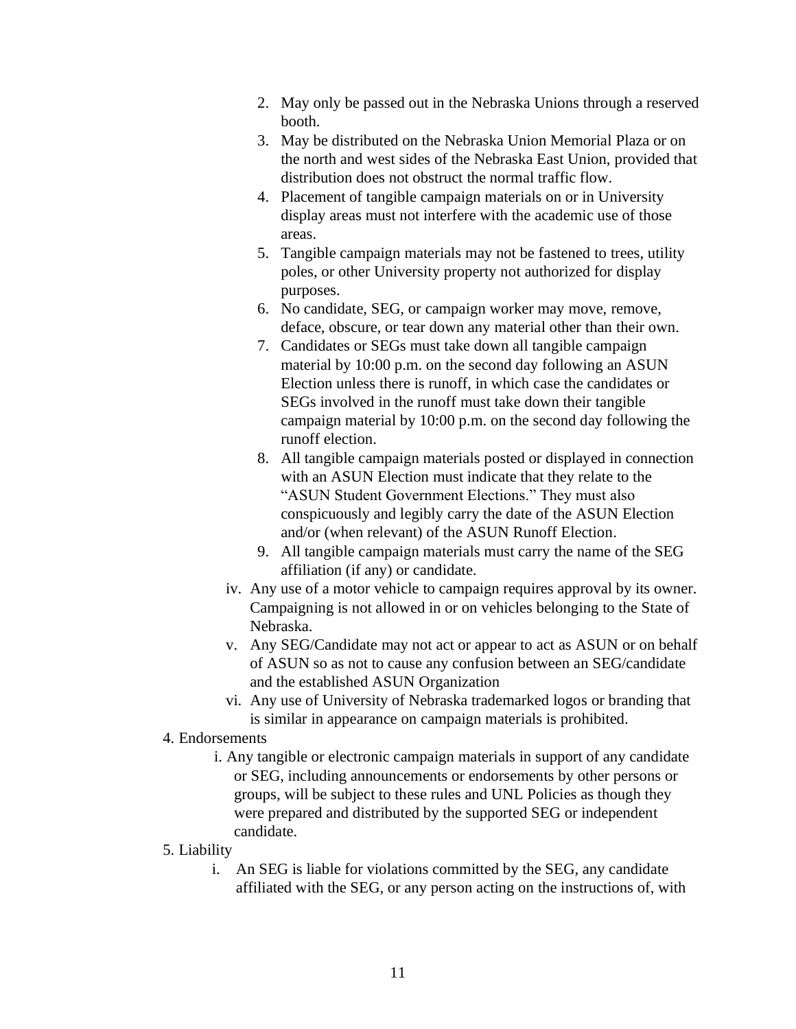2. May only be passed out in the Nebraska Unions through a reserved booth.
    3. May be distributed on the Nebraska Union Memorial Plaza or on the north and west sides of the Nebraska East Union, provided that distribution does not obstruct the normal traffic flow.
    4. Placement of tangible campaign materials on or in University display areas must not interfere with the academic use of those areas.
    5. Tangible campaign materials may not be fastened to trees, utility poles, or other University property not authorized for display purposes.
    6. No candidate, SEG, or campaign worker may move, remove, deface, obscure, or tear down any material other than their own.
    7. Candidates or SEGs must take down all tangible campaign material by 10:00 p.m. on the second day following an ASUN Election unless there is runoff, in which case the candidates or SEGs involved in the runoff must take down their tangible campaign material by 10:00 p.m. on the second day following the runoff election.
    8. All tangible campaign materials posted or displayed in connection with an ASUN Election must indicate that they relate to the "ASUN Student Government Elections." They must also conspicuously and legibly carry the date of the ASUN Election and/or (when relevant) of the ASUN Runoff Election.
    9. All tangible campaign materials must carry the name of the SEG affiliation (if any) or candidate.

  iv. Any use of a motor vehicle to campaign requires approval by its owner. Campaigning is not allowed in or on vehicles belonging to the State of Nebraska.

  v. Any SEG/Candidate may not act or appear to act as ASUN or on behalf of ASUN so as not to cause any confusion between an SEG/candidate and the established ASUN Organization

  vi. Any use of University of Nebraska trademarked logos or branding that is similar in appearance on campaign materials is prohibited.

4. Endorsements

  i. Any tangible or electronic campaign materials in support of any candidate or SEG, including announcements or endorsements by other persons or groups, will be subject to these rules and UNL Policies as though they were prepared and distributed by the supported SEG or independent candidate.

5. Liability

  i. An SEG is liable for violations committed by the SEG, any candidate affiliated with the SEG, or any person acting on the instructions of, with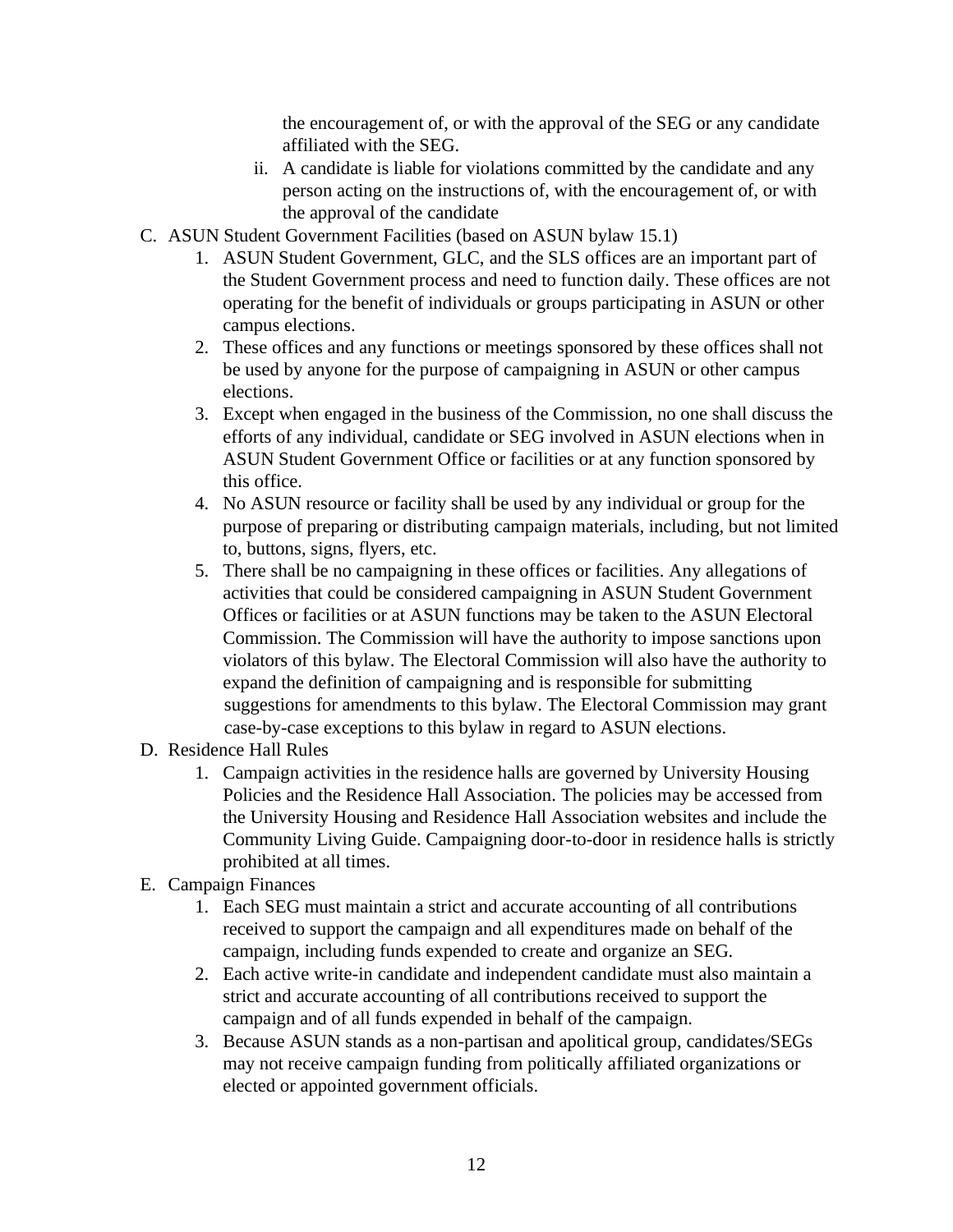the encouragement of, or with the approval of the SEG or any candidate affiliated with the SEG.

   ii. A candidate is liable for violations committed by the candidate and any person acting on the instructions of, with the encouragement of, or with the approval of the candidate

C. ASUN Student Government Facilities (based on ASUN bylaw 15.1)

   1. ASUN Student Government, GLC, and the SLS offices are an important part of the Student Government process and need to function daily. These offices are not operating for the benefit of individuals or groups participating in ASUN or other campus elections.
   2. These offices and any functions or meetings sponsored by these offices shall not be used by anyone for the purpose of campaigning in ASUN or other campus elections.
   3. Except when engaged in the business of the Commission, no one shall discuss the efforts of any individual, candidate or SEG involved in ASUN elections when in ASUN Student Government Office or facilities or at any function sponsored by this office.
   4. No ASUN resource or facility shall be used by any individual or group for the purpose of preparing or distributing campaign materials, including, but not limited to, buttons, signs, flyers, etc.
   5. There shall be no campaigning in these offices or facilities. Any allegations of activities that could be considered campaigning in ASUN Student Government Offices or facilities or at ASUN functions may be taken to the ASUN Electoral Commission. The Commission will have the authority to impose sanctions upon violators of this bylaw. The Electoral Commission will also have the authority to expand the definition of campaigning and is responsible for submitting suggestions for amendments to this bylaw. The Electoral Commission may grant case-by-case exceptions to this bylaw in regard to ASUN elections.

D. Residence Hall Rules

   1. Campaign activities in the residence halls are governed by University Housing Policies and the Residence Hall Association. The policies may be accessed from the University Housing and Residence Hall Association websites and include the Community Living Guide. Campaigning door-to-door in residence halls is strictly prohibited at all times.

E. Campaign Finances

   1. Each SEG must maintain a strict and accurate accounting of all contributions received to support the campaign and all expenditures made on behalf of the campaign, including funds expended to create and organize an SEG.
   2. Each active write-in candidate and independent candidate must also maintain a strict and accurate accounting of all contributions received to support the campaign and of all funds expended in behalf of the campaign.
   3. Because ASUN stands as a non-partisan and apolitical group, candidates/SEGs may not receive campaign funding from politically affiliated organizations or elected or appointed government officials.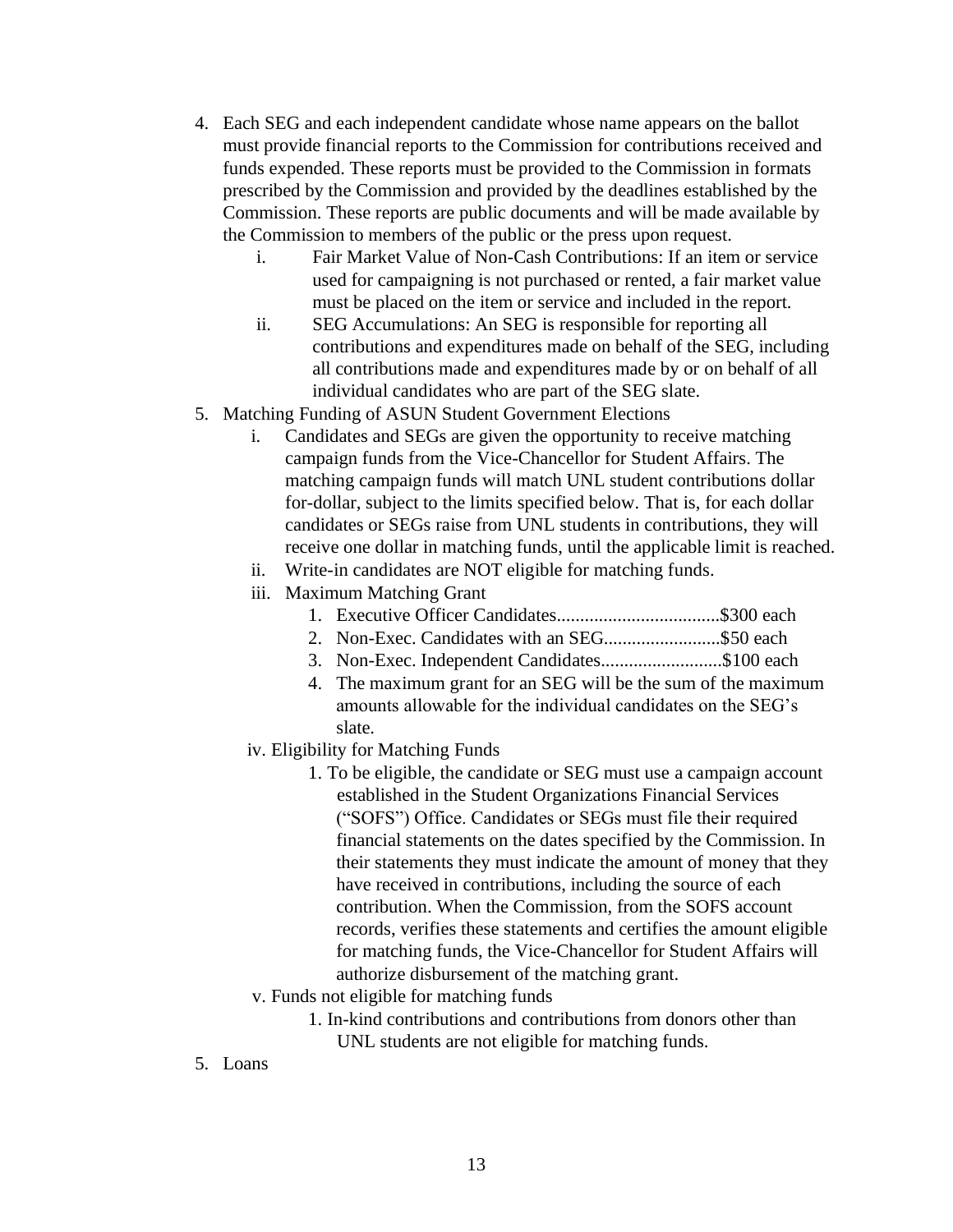4. Each SEG and each independent candidate whose name appears on the ballot must provide financial reports to the Commission for contributions received and funds expended. These reports must be provided to the Commission in formats prescribed by the Commission and provided by the deadlines established by the Commission. These reports are public documents and will be made available by the Commission to members of the public or the press upon request.
   i. Fair Market Value of Non-Cash Contributions: If an item or service used for campaigning is not purchased or rented, a fair market value must be placed on the item or service and included in the report.
   ii. SEG Accumulations: An SEG is responsible for reporting all contributions and expenditures made on behalf of the SEG, including all contributions made and expenditures made by or on behalf of all individual candidates who are part of the SEG slate.
5. Matching Funding of ASUN Student Government Elections
   i. Candidates and SEGs are given the opportunity to receive matching campaign funds from the Vice-Chancellor for Student Affairs. The matching campaign funds will match UNL student contributions dollar for-dollar, subject to the limits specified below. That is, for each dollar candidates or SEGs raise from UNL students in contributions, they will receive one dollar in matching funds, until the applicable limit is reached.
   ii. Write-in candidates are NOT eligible for matching funds.
   iii. Maximum Matching Grant
      1. Executive Officer Candidates..................................$300 each
      2. Non-Exec. Candidates with an SEG.........................$50 each
      3. Non-Exec. Independent Candidates..........................$100 each
      4. The maximum grant for an SEG will be the sum of the maximum amounts allowable for the individual candidates on the SEG's slate.
   iv. Eligibility for Matching Funds
      1. To be eligible, the candidate or SEG must use a campaign account established in the Student Organizations Financial Services ("SOFS") Office. Candidates or SEGs must file their required financial statements on the dates specified by the Commission. In their statements they must indicate the amount of money that they have received in contributions, including the source of each contribution. When the Commission, from the SOFS account records, verifies these statements and certifies the amount eligible for matching funds, the Vice-Chancellor for Student Affairs will authorize disbursement of the matching grant.
   v. Funds not eligible for matching funds
      1. In-kind contributions and contributions from donors other than UNL students are not eligible for matching funds.
5. Loans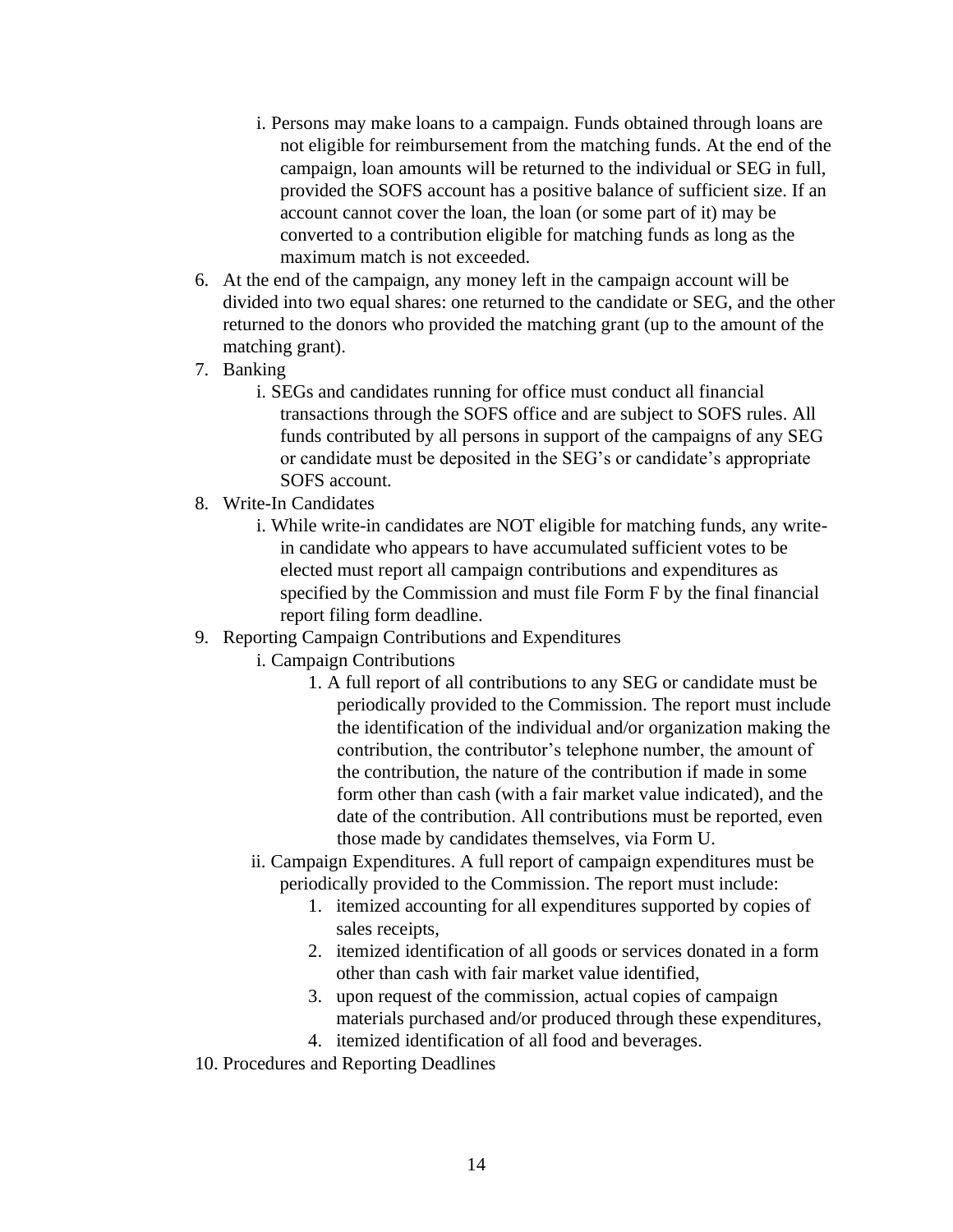i. Persons may make loans to a campaign. Funds obtained through loans are not eligible for reimbursement from the matching funds. At the end of the campaign, loan amounts will be returned to the individual or SEG in full, provided the SOFS account has a positive balance of sufficient size. If an account cannot cover the loan, the loan (or some part of it) may be converted to a contribution eligible for matching funds as long as the maximum match is not exceeded.

6. At the end of the campaign, any money left in the campaign account will be divided into two equal shares: one returned to the candidate or SEG, and the other returned to the donors who provided the matching grant (up to the amount of the matching grant).
7. Banking
   i. SEGs and candidates running for office must conduct all financial transactions through the SOFS office and are subject to SOFS rules. All funds contributed by all persons in support of the campaigns of any SEG or candidate must be deposited in the SEG's or candidate's appropriate SOFS account.
8. Write-In Candidates
   i. While write-in candidates are NOT eligible for matching funds, any write-in candidate who appears to have accumulated sufficient votes to be elected must report all campaign contributions and expenditures as specified by the Commission and must file Form F by the final financial report filing form deadline.
9. Reporting Campaign Contributions and Expenditures
   i. Campaign Contributions
      1. A full report of all contributions to any SEG or candidate must be periodically provided to the Commission. The report must include the identification of the individual and/or organization making the contribution, the contributor's telephone number, the amount of the contribution, the nature of the contribution if made in some form other than cash (with a fair market value indicated), and the date of the contribution. All contributions must be reported, even those made by candidates themselves, via Form U.

   ii. Campaign Expenditures. A full report of campaign expenditures must be periodically provided to the Commission. The report must include:
      1. itemized accounting for all expenditures supported by copies of sales receipts,
      2. itemized identification of all goods or services donated in a form other than cash with fair market value identified,
      3. upon request of the commission, actual copies of campaign materials purchased and/or produced through these expenditures,
      4. itemized identification of all food and beverages.
10. Procedures and Reporting Deadlines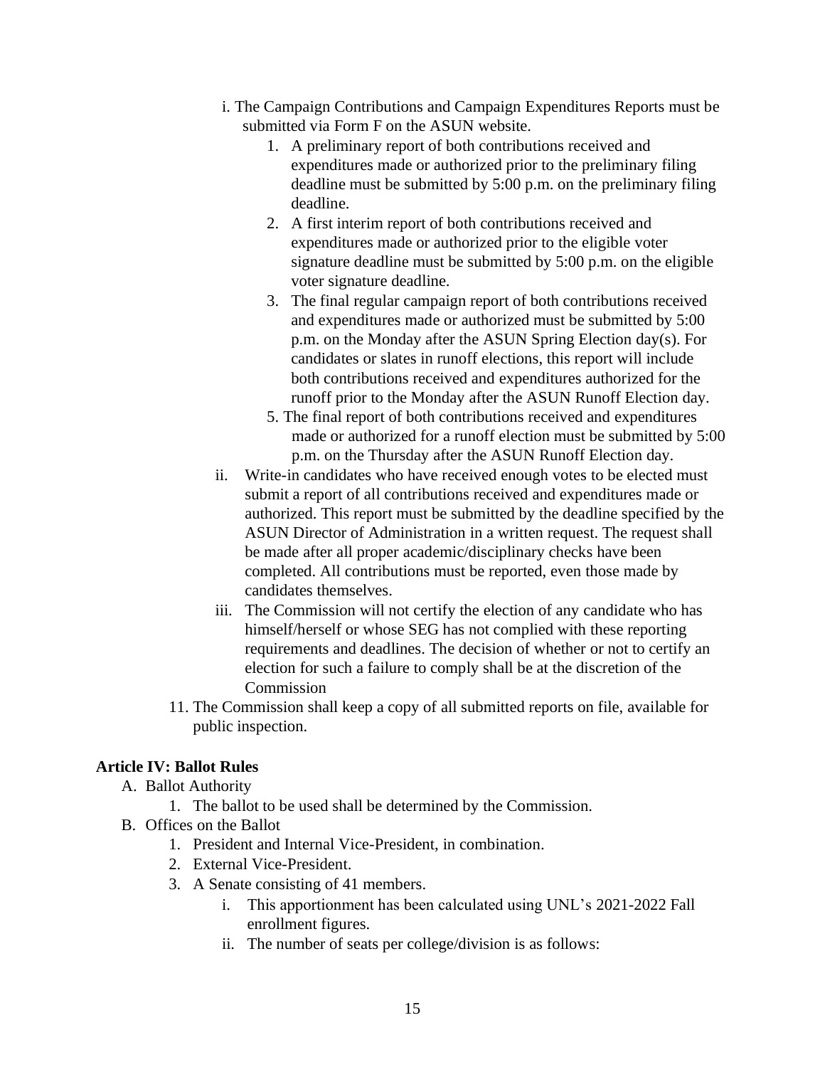i. The Campaign Contributions and Campaign Expenditures Reports must be submitted via Form F on the ASUN website.

   1. A preliminary report of both contributions received and expenditures made or authorized prior to the preliminary filing deadline must be submitted by 5:00 p.m. on the preliminary filing deadline.
   2. A first interim report of both contributions received and expenditures made or authorized prior to the eligible voter signature deadline must be submitted by 5:00 p.m. on the eligible voter signature deadline.
   3. The final regular campaign report of both contributions received and expenditures made or authorized must be submitted by 5:00 p.m. on the Monday after the ASUN Spring Election day(s). For candidates or slates in runoff elections, this report will include both contributions received and expenditures authorized for the runoff prior to the Monday after the ASUN Runoff Election day.

   5. The final report of both contributions received and expenditures made or authorized for a runoff election must be submitted by 5:00 p.m. on the Thursday after the ASUN Runoff Election day.

ii. Write-in candidates who have received enough votes to be elected must submit a report of all contributions received and expenditures made or authorized. This report must be submitted by the deadline specified by the ASUN Director of Administration in a written request. The request shall be made after all proper academic/disciplinary checks have been completed. All contributions must be reported, even those made by candidates themselves.

iii. The Commission will not certify the election of any candidate who has himself/herself or whose SEG has not complied with these reporting requirements and deadlines. The decision of whether or not to certify an election for such a failure to comply shall be at the discretion of the Commission

11. The Commission shall keep a copy of all submitted reports on file, available for public inspection.

**Article IV: Ballot Rules**

A. Ballot Authority
   1. The ballot to be used shall be determined by the Commission.

B. Offices on the Ballot
   1. President and Internal Vice-President, in combination.
   2. External Vice-President.
   3. A Senate consisting of 41 members.
      i. This apportionment has been calculated using UNL's 2021-2022 Fall enrollment figures.
      ii. The number of seats per college/division is as follows: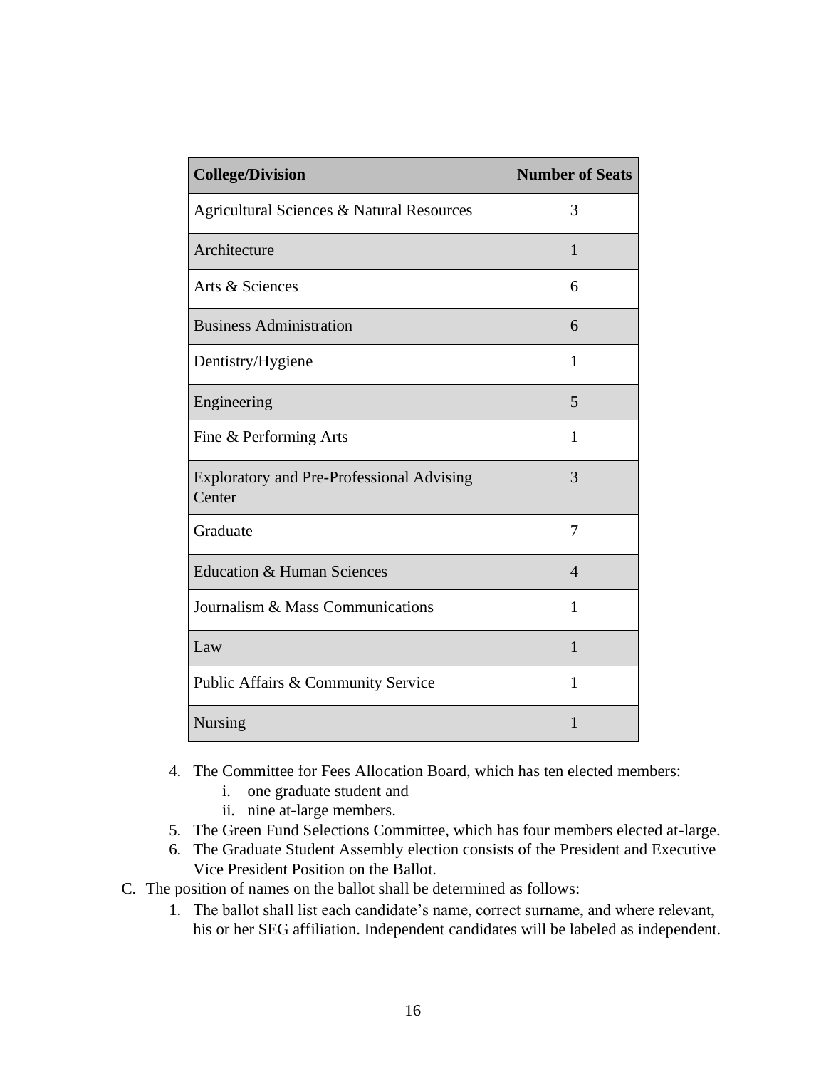| College/Division | Number of Seats |
| --- | --- |
| Agricultural Sciences & Natural Resources | 3 |
| Architecture | 1 |
| Arts & Sciences | 6 |
| Business Administration | 6 |
| Dentistry/Hygiene | 1 |
| Engineering | 5 |
| Fine & Performing Arts | 1 |
| Exploratory and Pre-Professional Advising Center | 3 |
| Graduate | 7 |
| Education & Human Sciences | 4 |
| Journalism & Mass Communications | 1 |
| Law | 1 |
| Public Affairs & Community Service | 1 |
| Nursing | 1 |

4. The Committee for Fees Allocation Board, which has ten elected members:
    i. one graduate student and
    ii. nine at-large members.
5. The Green Fund Selections Committee, which has four members elected at-large.
6. The Graduate Student Assembly election consists of the President and Executive Vice President Position on the Ballot.

C. The position of names on the ballot shall be determined as follows:
1. The ballot shall list each candidate's name, correct surname, and where relevant, his or her SEG affiliation. Independent candidates will be labeled as independent.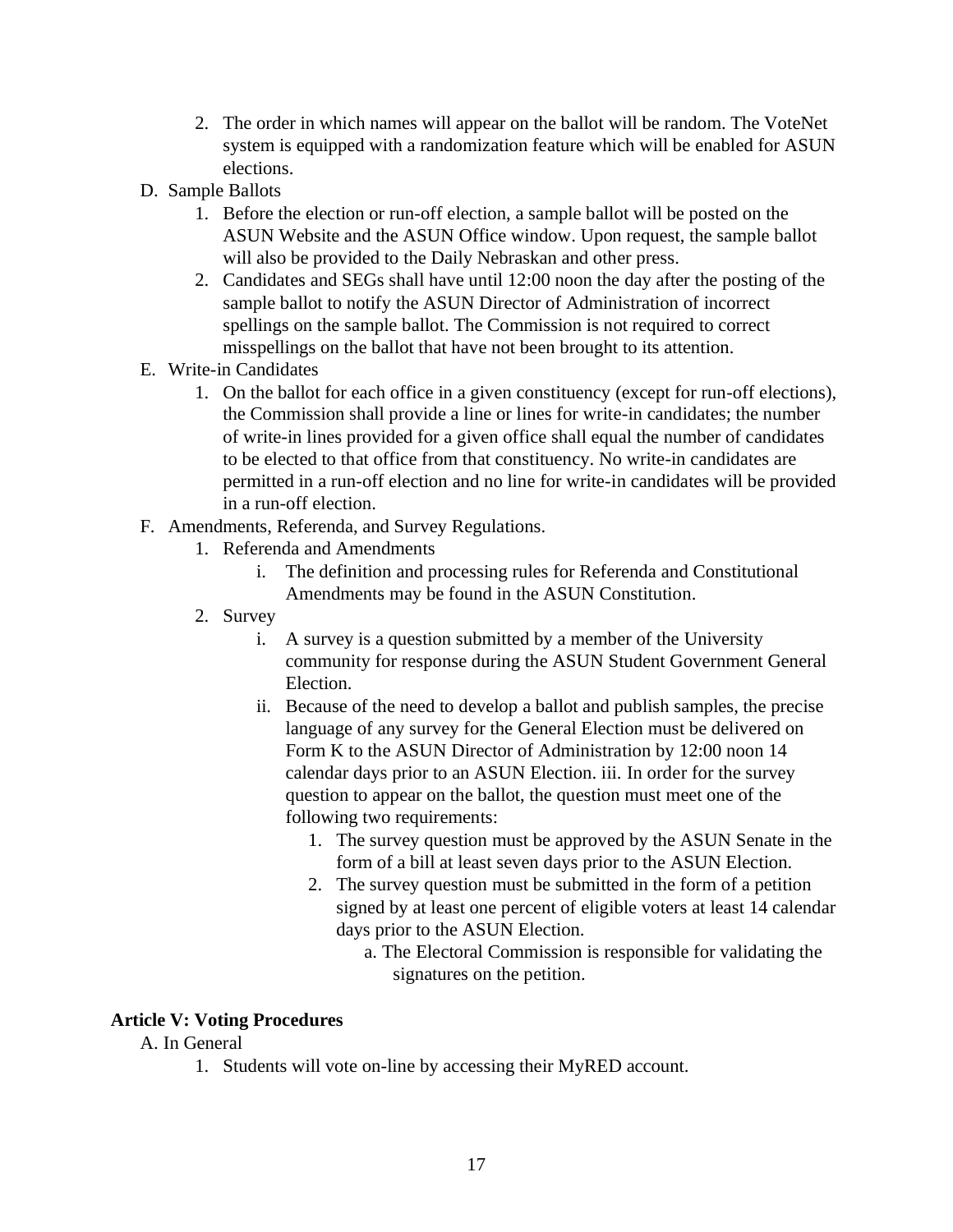2. The order in which names will appear on the ballot will be random. The VoteNet system is equipped with a randomization feature which will be enabled for ASUN elections.

D. Sample Ballots

1. Before the election or run-off election, a sample ballot will be posted on the ASUN Website and the ASUN Office window. Upon request, the sample ballot will also be provided to the Daily Nebraskan and other press.
2. Candidates and SEGs shall have until 12:00 noon the day after the posting of the sample ballot to notify the ASUN Director of Administration of incorrect spellings on the sample ballot. The Commission is not required to correct misspellings on the ballot that have not been brought to its attention.

E. Write-in Candidates

1. On the ballot for each office in a given constituency (except for run-off elections), the Commission shall provide a line or lines for write-in candidates; the number of write-in lines provided for a given office shall equal the number of candidates to be elected to that office from that constituency. No write-in candidates are permitted in a run-off election and no line for write-in candidates will be provided in a run-off election.

F. Amendments, Referenda, and Survey Regulations.

1. Referenda and Amendments
   - i. The definition and processing rules for Referenda and Constitutional Amendments may be found in the ASUN Constitution.
2. Survey
   - i. A survey is a question submitted by a member of the University community for response during the ASUN Student Government General Election.
   - ii. Because of the need to develop a ballot and publish samples, the precise language of any survey for the General Election must be delivered on Form K to the ASUN Director of Administration by 12:00 noon 14 calendar days prior to an ASUN Election. iii. In order for the survey question to appear on the ballot, the question must meet one of the following two requirements:
     1. The survey question must be approved by the ASUN Senate in the form of a bill at least seven days prior to the ASUN Election.
     2. The survey question must be submitted in the form of a petition signed by at least one percent of eligible voters at least 14 calendar days prior to the ASUN Election.
        - a. The Electoral Commission is responsible for validating the signatures on the petition.

**Article V: Voting Procedures**

A. In General

1. Students will vote on-line by accessing their MyRED account.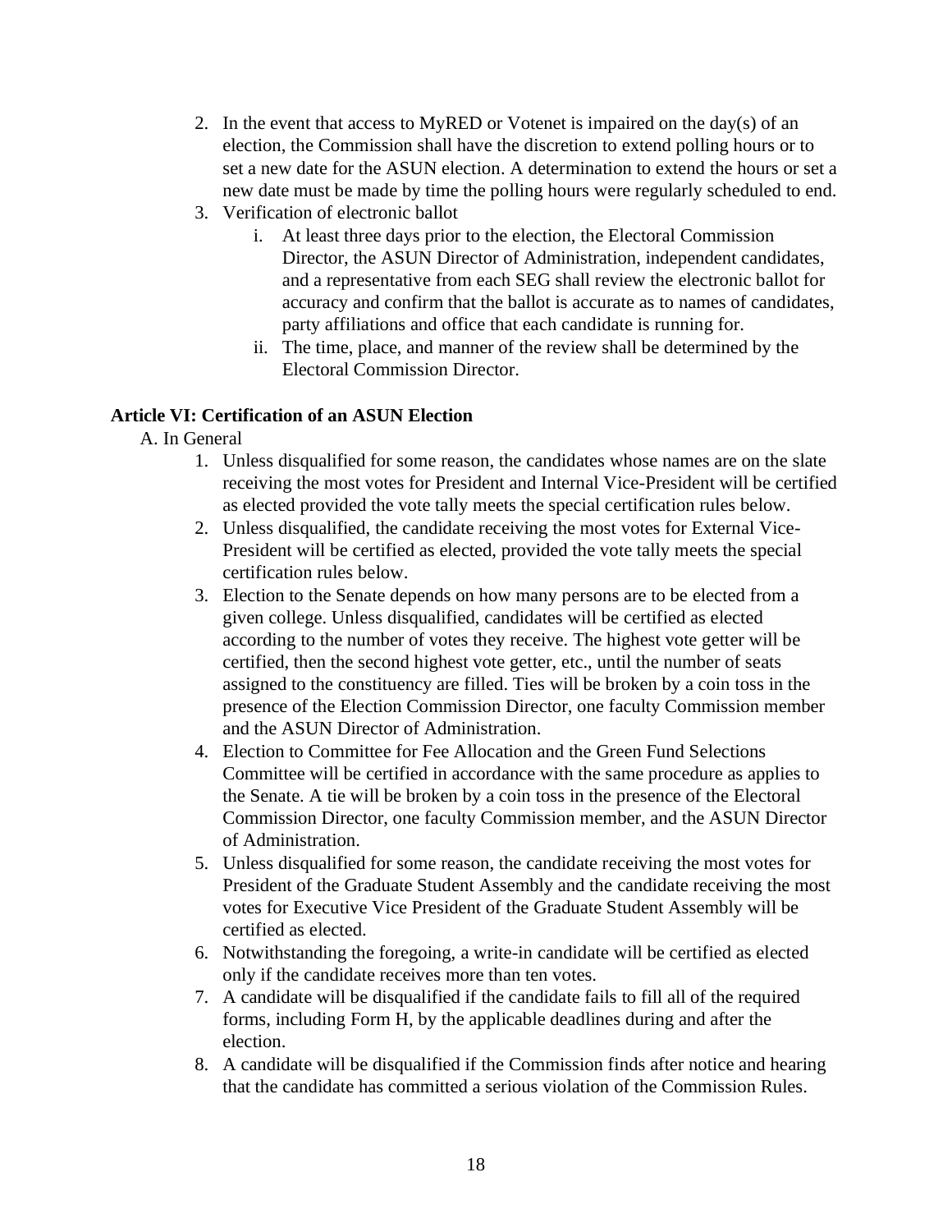2. In the event that access to MyRED or Votenet is impaired on the day(s) of an election, the Commission shall have the discretion to extend polling hours or to set a new date for the ASUN election. A determination to extend the hours or set a new date must be made by time the polling hours were regularly scheduled to end.
3. Verification of electronic ballot
   i. At least three days prior to the election, the Electoral Commission Director, the ASUN Director of Administration, independent candidates, and a representative from each SEG shall review the electronic ballot for accuracy and confirm that the ballot is accurate as to names of candidates, party affiliations and office that each candidate is running for.
   ii. The time, place, and manner of the review shall be determined by the Electoral Commission Director.

**Article VI: Certification of an ASUN Election**

A. In General

1. Unless disqualified for some reason, the candidates whose names are on the slate receiving the most votes for President and Internal Vice-President will be certified as elected provided the vote tally meets the special certification rules below.
2. Unless disqualified, the candidate receiving the most votes for External Vice-President will be certified as elected, provided the vote tally meets the special certification rules below.
3. Election to the Senate depends on how many persons are to be elected from a given college. Unless disqualified, candidates will be certified as elected according to the number of votes they receive. The highest vote getter will be certified, then the second highest vote getter, etc., until the number of seats assigned to the constituency are filled. Ties will be broken by a coin toss in the presence of the Election Commission Director, one faculty Commission member and the ASUN Director of Administration.
4. Election to Committee for Fee Allocation and the Green Fund Selections Committee will be certified in accordance with the same procedure as applies to the Senate. A tie will be broken by a coin toss in the presence of the Electoral Commission Director, one faculty Commission member, and the ASUN Director of Administration.
5. Unless disqualified for some reason, the candidate receiving the most votes for President of the Graduate Student Assembly and the candidate receiving the most votes for Executive Vice President of the Graduate Student Assembly will be certified as elected.
6. Notwithstanding the foregoing, a write-in candidate will be certified as elected only if the candidate receives more than ten votes.
7. A candidate will be disqualified if the candidate fails to fill all of the required forms, including Form H, by the applicable deadlines during and after the election.
8. A candidate will be disqualified if the Commission finds after notice and hearing that the candidate has committed a serious violation of the Commission Rules.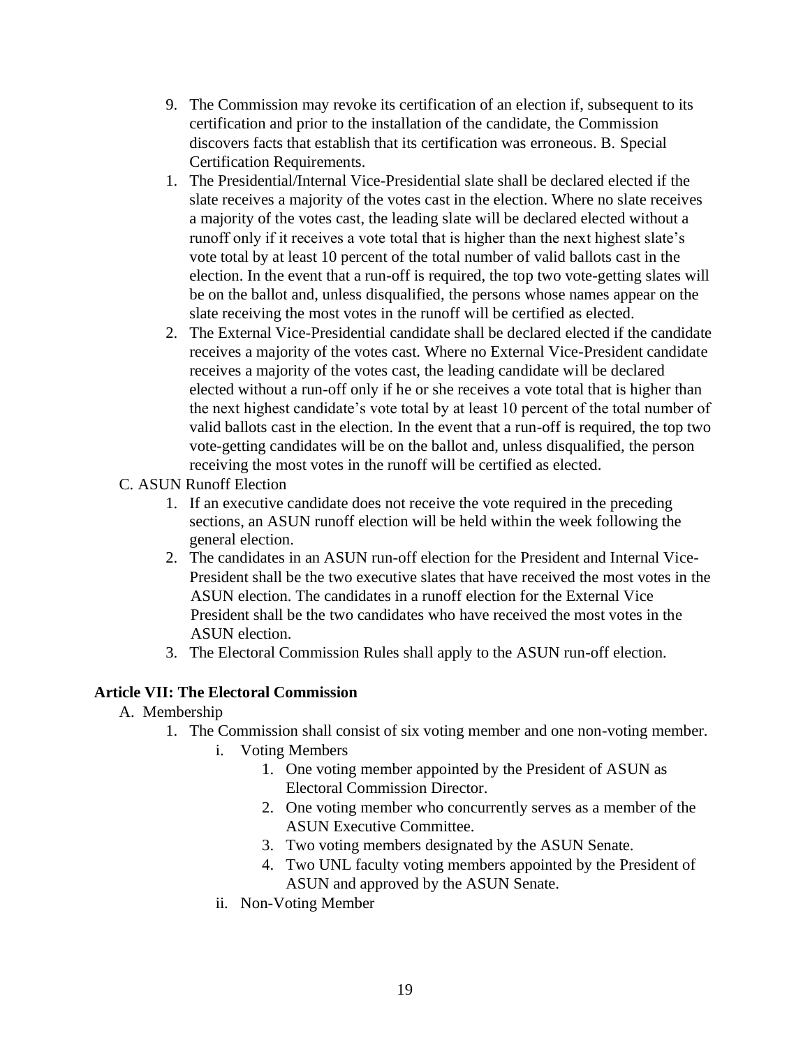9. The Commission may revoke its certification of an election if, subsequent to its certification and prior to the installation of the candidate, the Commission discovers facts that establish that its certification was erroneous. B. Special Certification Requirements.

1. The Presidential/Internal Vice-Presidential slate shall be declared elected if the slate receives a majority of the votes cast in the election. Where no slate receives a majority of the votes cast, the leading slate will be declared elected without a runoff only if it receives a vote total that is higher than the next highest slate's vote total by at least 10 percent of the total number of valid ballots cast in the election. In the event that a run-off is required, the top two vote-getting slates will be on the ballot and, unless disqualified, the persons whose names appear on the slate receiving the most votes in the runoff will be certified as elected.
2. The External Vice-Presidential candidate shall be declared elected if the candidate receives a majority of the votes cast. Where no External Vice-President candidate receives a majority of the votes cast, the leading candidate will be declared elected without a run-off only if he or she receives a vote total that is higher than the next highest candidate's vote total by at least 10 percent of the total number of valid ballots cast in the election. In the event that a run-off is required, the top two vote-getting candidates will be on the ballot and, unless disqualified, the person receiving the most votes in the runoff will be certified as elected.

C. ASUN Runoff Election

1. If an executive candidate does not receive the vote required in the preceding sections, an ASUN runoff election will be held within the week following the general election.
2. The candidates in an ASUN run-off election for the President and Internal Vice-President shall be the two executive slates that have received the most votes in the ASUN election. The candidates in a runoff election for the External Vice President shall be the two candidates who have received the most votes in the ASUN election.
3. The Electoral Commission Rules shall apply to the ASUN run-off election.

### Article VII: The Electoral Commission

A. Membership

1. The Commission shall consist of six voting member and one non-voting member.
   i. Voting Members
      1. One voting member appointed by the President of ASUN as Electoral Commission Director.
      2. One voting member who concurrently serves as a member of the ASUN Executive Committee.
      3. Two voting members designated by the ASUN Senate.
      4. Two UNL faculty voting members appointed by the President of ASUN and approved by the ASUN Senate.

   ii. Non-Voting Member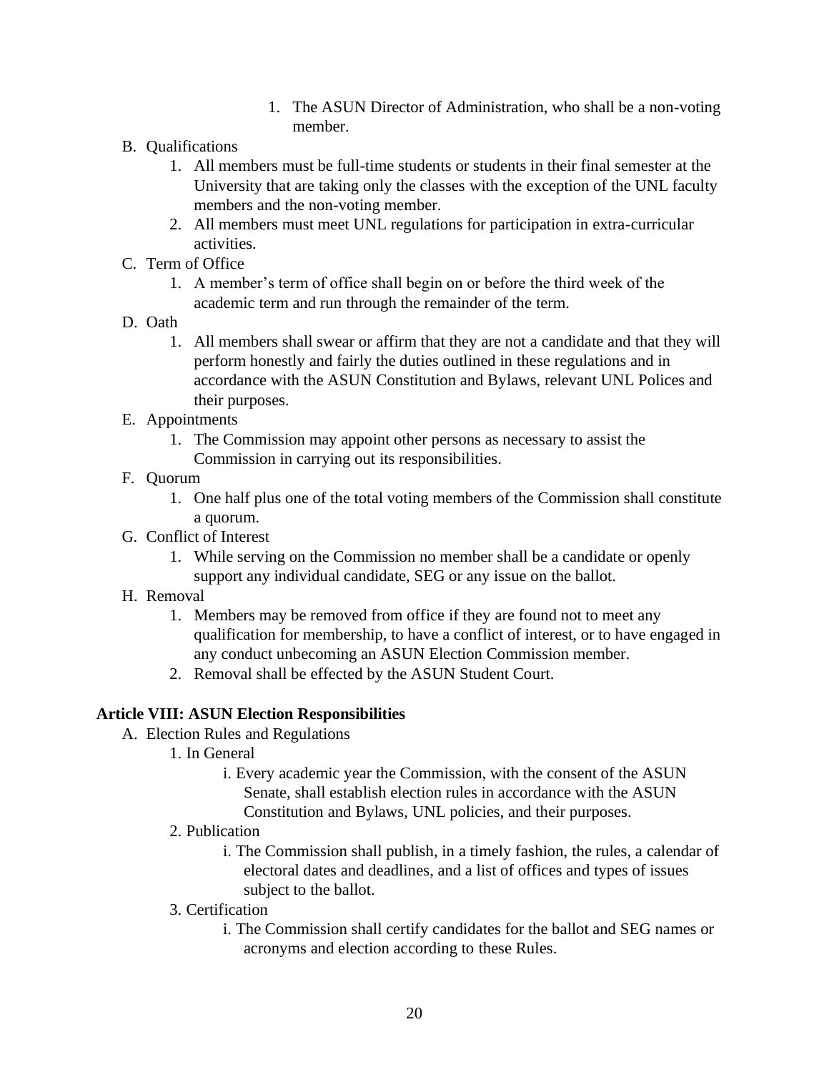1. The ASUN Director of Administration, who shall be a non-voting member.

B. Qualifications
   1. All members must be full-time students or students in their final semester at the University that are taking only the classes with the exception of the UNL faculty members and the non-voting member.
   2. All members must meet UNL regulations for participation in extra-curricular activities.

C. Term of Office
   1. A member's term of office shall begin on or before the third week of the academic term and run through the remainder of the term.

D. Oath
   1. All members shall swear or affirm that they are not a candidate and that they will perform honestly and fairly the duties outlined in these regulations and in accordance with the ASUN Constitution and Bylaws, relevant UNL Polices and their purposes.

E. Appointments
   1. The Commission may appoint other persons as necessary to assist the Commission in carrying out its responsibilities.

F. Quorum
   1. One half plus one of the total voting members of the Commission shall constitute a quorum.

G. Conflict of Interest
   1. While serving on the Commission no member shall be a candidate or openly support any individual candidate, SEG or any issue on the ballot.

H. Removal
   1. Members may be removed from office if they are found not to meet any qualification for membership, to have a conflict of interest, or to have engaged in any conduct unbecoming an ASUN Election Commission member.
   2. Removal shall be effected by the ASUN Student Court.

**Article VIII: ASUN Election Responsibilities**

A. Election Rules and Regulations
   1. In General
      i. Every academic year the Commission, with the consent of the ASUN Senate, shall establish election rules in accordance with the ASUN Constitution and Bylaws, UNL policies, and their purposes.
   2. Publication
      i. The Commission shall publish, in a timely fashion, the rules, a calendar of electoral dates and deadlines, and a list of offices and types of issues subject to the ballot.
   3. Certification
      i. The Commission shall certify candidates for the ballot and SEG names or acronyms and election according to these Rules.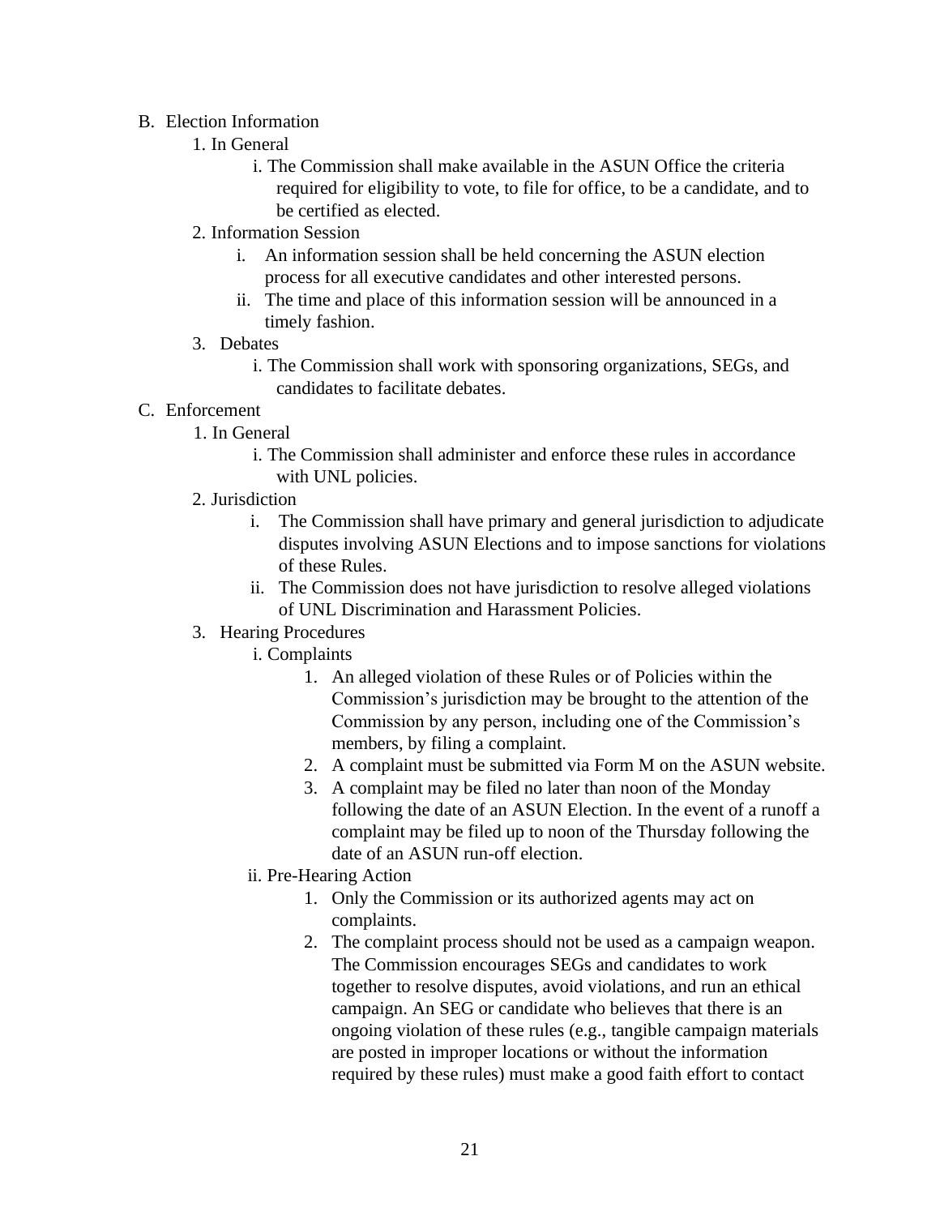B. Election Information

1. In General
    - i. The Commission shall make available in the ASUN Office the criteria required for eligibility to vote, to file for office, to be a candidate, and to be certified as elected.
2. Information Session
    - i. An information session shall be held concerning the ASUN election process for all executive candidates and other interested persons.
    - ii. The time and place of this information session will be announced in a timely fashion.
3. Debates
    - i. The Commission shall work with sponsoring organizations, SEGs, and candidates to facilitate debates.

C. Enforcement

1. In General
    - i. The Commission shall administer and enforce these rules in accordance with UNL policies.
2. Jurisdiction
    - i. The Commission shall have primary and general jurisdiction to adjudicate disputes involving ASUN Elections and to impose sanctions for violations of these Rules.
    - ii. The Commission does not have jurisdiction to resolve alleged violations of UNL Discrimination and Harassment Policies.
3. Hearing Procedures
    - i. Complaints
        1. An alleged violation of these Rules or of Policies within the Commission's jurisdiction may be brought to the attention of the Commission by any person, including one of the Commission's members, by filing a complaint.
        2. A complaint must be submitted via Form M on the ASUN website.
        3. A complaint may be filed no later than noon of the Monday following the date of an ASUN Election. In the event of a runoff a complaint may be filed up to noon of the Thursday following the date of an ASUN run-off election.
    - ii. Pre-Hearing Action
        1. Only the Commission or its authorized agents may act on complaints.
        2. The complaint process should not be used as a campaign weapon. The Commission encourages SEGs and candidates to work together to resolve disputes, avoid violations, and run an ethical campaign. An SEG or candidate who believes that there is an ongoing violation of these rules (e.g., tangible campaign materials are posted in improper locations or without the information required by these rules) must make a good faith effort to contact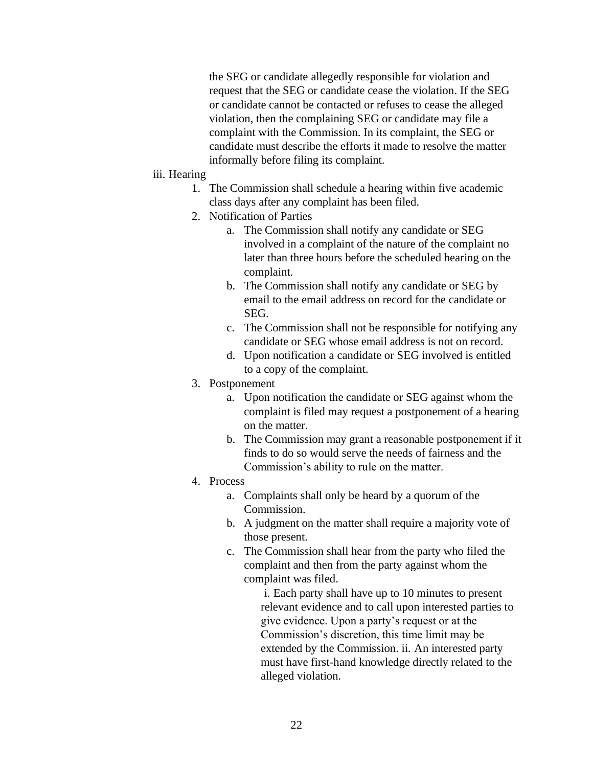the SEG or candidate allegedly responsible for violation and request that the SEG or candidate cease the violation. If the SEG or candidate cannot be contacted or refuses to cease the alleged violation, then the complaining SEG or candidate may file a complaint with the Commission. In its complaint, the SEG or candidate must describe the efforts it made to resolve the matter informally before filing its complaint.

iii. Hearing

1. The Commission shall schedule a hearing within five academic class days after any complaint has been filed.
2. Notification of Parties
    a. The Commission shall notify any candidate or SEG involved in a complaint of the nature of the complaint no later than three hours before the scheduled hearing on the complaint.
    b. The Commission shall notify any candidate or SEG by email to the email address on record for the candidate or SEG.
    c. The Commission shall not be responsible for notifying any candidate or SEG whose email address is not on record.
    d. Upon notification a candidate or SEG involved is entitled to a copy of the complaint.
3. Postponement
    a. Upon notification the candidate or SEG against whom the complaint is filed may request a postponement of a hearing on the matter.
    b. The Commission may grant a reasonable postponement if it finds to do so would serve the needs of fairness and the Commission's ability to rule on the matter.
4. Process
    a. Complaints shall only be heard by a quorum of the Commission.
    b. A judgment on the matter shall require a majority vote of those present.
    c. The Commission shall hear from the party who filed the complaint and then from the party against whom the complaint was filed.

        i. Each party shall have up to 10 minutes to present relevant evidence and to call upon interested parties to give evidence. Upon a party's request or at the Commission's discretion, this time limit may be extended by the Commission. ii. An interested party must have first-hand knowledge directly related to the alleged violation.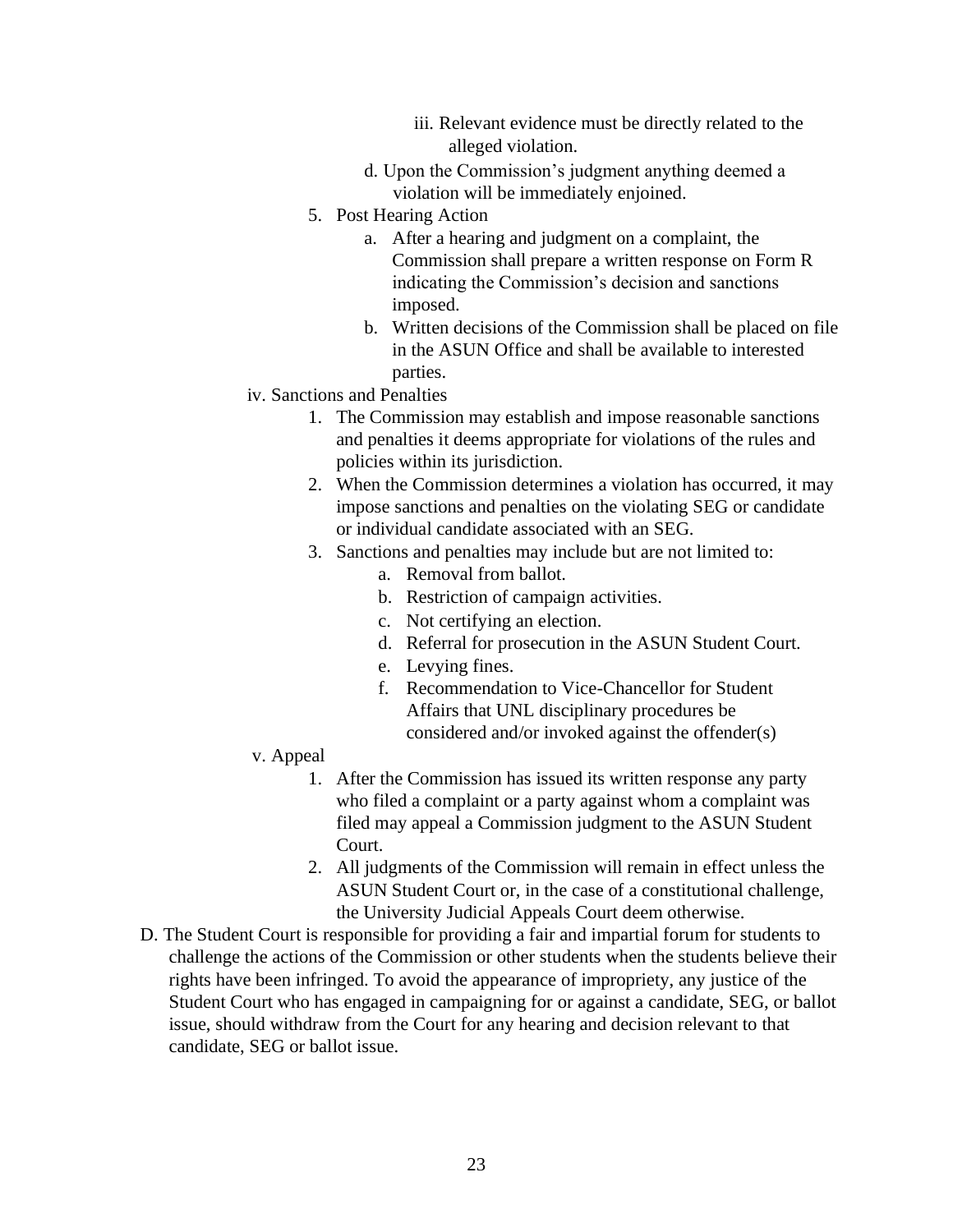iii. Relevant evidence must be directly related to the alleged violation.

d. Upon the Commission's judgment anything deemed a violation will be immediately enjoined.

5. Post Hearing Action
    a. After a hearing and judgment on a complaint, the Commission shall prepare a written response on Form R indicating the Commission's decision and sanctions imposed.
    b. Written decisions of the Commission shall be placed on file in the ASUN Office and shall be available to interested parties.

iv. Sanctions and Penalties

1. The Commission may establish and impose reasonable sanctions and penalties it deems appropriate for violations of the rules and policies within its jurisdiction.
2. When the Commission determines a violation has occurred, it may impose sanctions and penalties on the violating SEG or candidate or individual candidate associated with an SEG.
3. Sanctions and penalties may include but are not limited to:
    a. Removal from ballot.
    b. Restriction of campaign activities.
    c. Not certifying an election.
    d. Referral for prosecution in the ASUN Student Court.
    e. Levying fines.
    f. Recommendation to Vice-Chancellor for Student Affairs that UNL disciplinary procedures be considered and/or invoked against the offender(s)

v. Appeal

1. After the Commission has issued its written response any party who filed a complaint or a party against whom a complaint was filed may appeal a Commission judgment to the ASUN Student Court.
2. All judgments of the Commission will remain in effect unless the ASUN Student Court or, in the case of a constitutional challenge, the University Judicial Appeals Court deem otherwise.

D. The Student Court is responsible for providing a fair and impartial forum for students to challenge the actions of the Commission or other students when the students believe their rights have been infringed. To avoid the appearance of impropriety, any justice of the Student Court who has engaged in campaigning for or against a candidate, SEG, or ballot issue, should withdraw from the Court for any hearing and decision relevant to that candidate, SEG or ballot issue.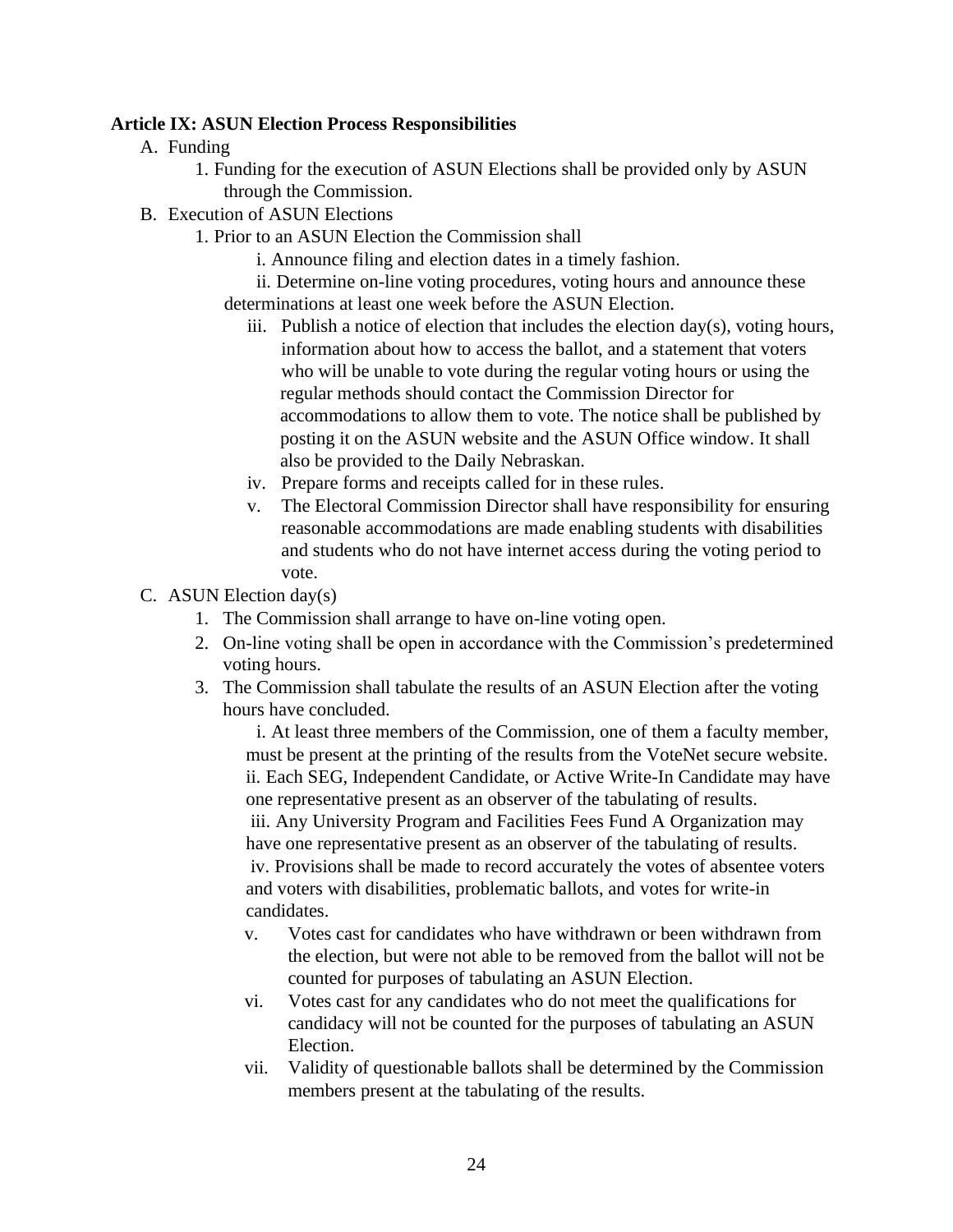**Article IX: ASUN Election Process Responsibilities**

A. Funding
   1. Funding for the execution of ASUN Elections shall be provided only by ASUN through the Commission.

B. Execution of ASUN Elections
   1. Prior to an ASUN Election the Commission shall
      i. Announce filing and election dates in a timely fashion.
      ii. Determine on-line voting procedures, voting hours and announce these determinations at least one week before the ASUN Election.
      iii. Publish a notice of election that includes the election day(s), voting hours, information about how to access the ballot, and a statement that voters who will be unable to vote during the regular voting hours or using the regular methods should contact the Commission Director for accommodations to allow them to vote. The notice shall be published by posting it on the ASUN website and the ASUN Office window. It shall also be provided to the Daily Nebraskan.
      iv. Prepare forms and receipts called for in these rules.
      v. The Electoral Commission Director shall have responsibility for ensuring reasonable accommodations are made enabling students with disabilities and students who do not have internet access during the voting period to vote.

C. ASUN Election day(s)
   1. The Commission shall arrange to have on-line voting open.
   2. On-line voting shall be open in accordance with the Commission's predetermined voting hours.
   3. The Commission shall tabulate the results of an ASUN Election after the voting hours have concluded.
      i. At least three members of the Commission, one of them a faculty member, must be present at the printing of the results from the VoteNet secure website.
      ii. Each SEG, Independent Candidate, or Active Write-In Candidate may have one representative present as an observer of the tabulating of results.
      iii. Any University Program and Facilities Fees Fund A Organization may have one representative present as an observer of the tabulating of results.
      iv. Provisions shall be made to record accurately the votes of absentee voters and voters with disabilities, problematic ballots, and votes for write-in candidates.
      v. Votes cast for candidates who have withdrawn or been withdrawn from the election, but were not able to be removed from the ballot will not be counted for purposes of tabulating an ASUN Election.
      vi. Votes cast for any candidates who do not meet the qualifications for candidacy will not be counted for the purposes of tabulating an ASUN Election.
      vii. Validity of questionable ballots shall be determined by the Commission members present at the tabulating of the results.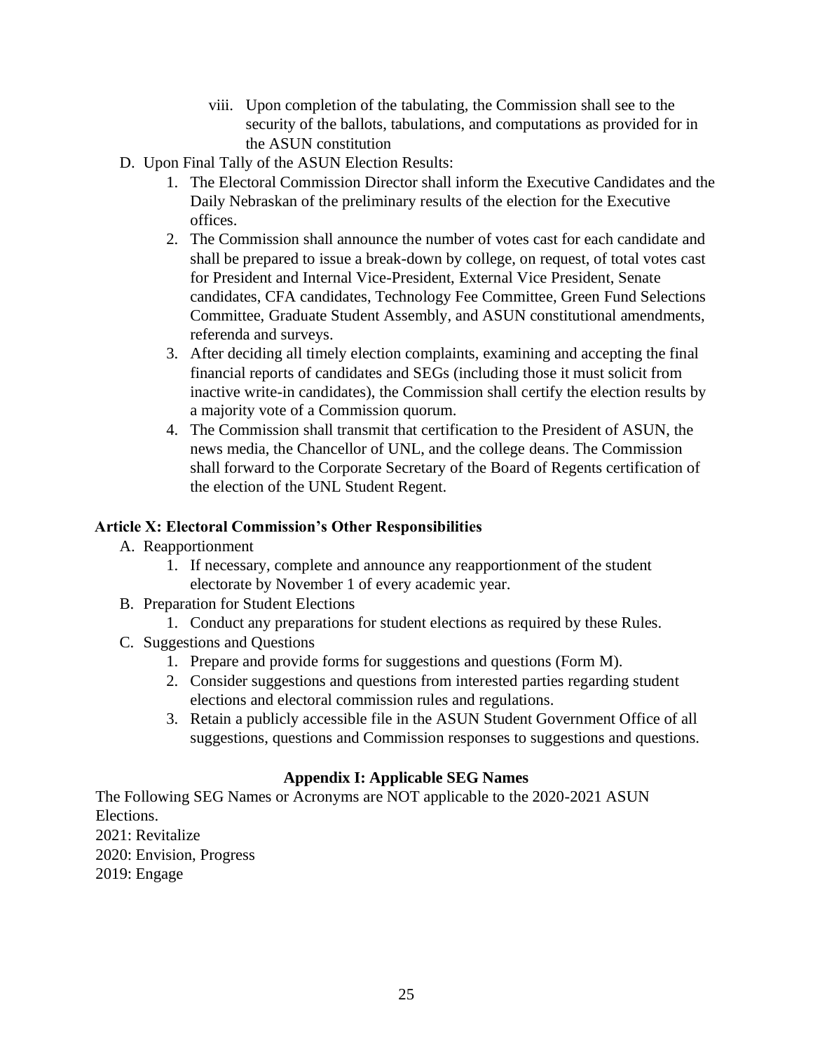viii. Upon completion of the tabulating, the Commission shall see to the security of the ballots, tabulations, and computations as provided for in the ASUN constitution

D. Upon Final Tally of the ASUN Election Results:
   1. The Electoral Commission Director shall inform the Executive Candidates and the Daily Nebraskan of the preliminary results of the election for the Executive offices.
   2. The Commission shall announce the number of votes cast for each candidate and shall be prepared to issue a break-down by college, on request, of total votes cast for President and Internal Vice-President, External Vice President, Senate candidates, CFA candidates, Technology Fee Committee, Green Fund Selections Committee, Graduate Student Assembly, and ASUN constitutional amendments, referenda and surveys.
   3. After deciding all timely election complaints, examining and accepting the final financial reports of candidates and SEGs (including those it must solicit from inactive write-in candidates), the Commission shall certify the election results by a majority vote of a Commission quorum.
   4. The Commission shall transmit that certification to the President of ASUN, the news media, the Chancellor of UNL, and the college deans. The Commission shall forward to the Corporate Secretary of the Board of Regents certification of the election of the UNL Student Regent.

## Article X: Electoral Commission's Other Responsibilities

A. Reapportionment
   1. If necessary, complete and announce any reapportionment of the student electorate by November 1 of every academic year.

B. Preparation for Student Elections
   1. Conduct any preparations for student elections as required by these Rules.

C. Suggestions and Questions
   1. Prepare and provide forms for suggestions and questions (Form M).
   2. Consider suggestions and questions from interested parties regarding student elections and electoral commission rules and regulations.
   3. Retain a publicly accessible file in the ASUN Student Government Office of all suggestions, questions and Commission responses to suggestions and questions.

## Appendix I: Applicable SEG Names

The Following SEG Names or Acronyms are NOT applicable to the 2020-2021 ASUN Elections.

2021: Revitalize

2020: Envision, Progress

2019: Engage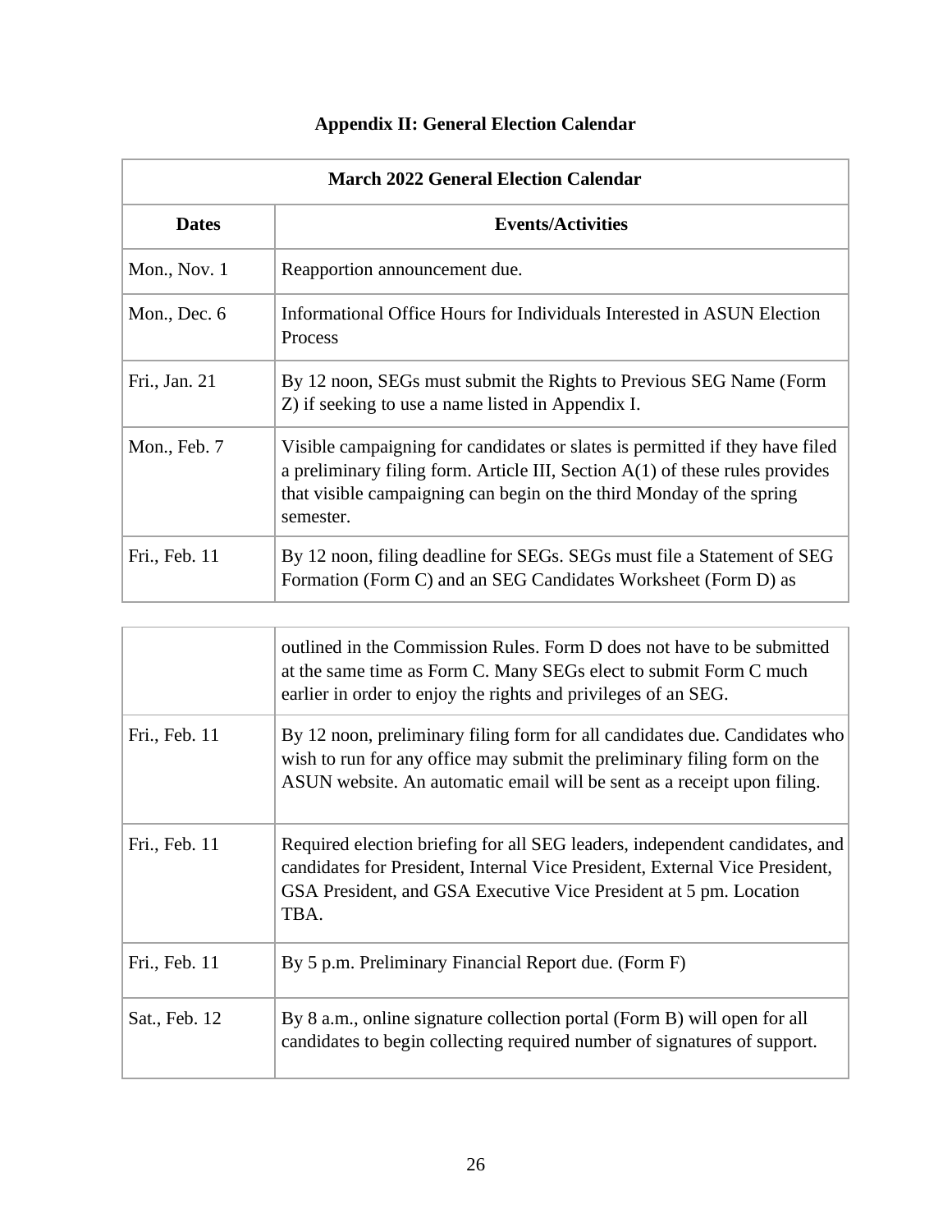## Appendix II: General Election Calendar

| March 2022 General Election Calendar | |
|---|---|
| **Dates** | **Events/Activities** |
| Mon., Nov. 1 | Reapportion announcement due. |
| Mon., Dec. 6 | Informational Office Hours for Individuals Interested in ASUN Election Process |
| Fri., Jan. 21 | By 12 noon, SEGs must submit the Rights to Previous SEG Name (Form Z) if seeking to use a name listed in Appendix I. |
| Mon., Feb. 7 | Visible campaigning for candidates or slates is permitted if they have filed a preliminary filing form. Article III, Section A(1) of these rules provides that visible campaigning can begin on the third Monday of the spring semester. |
| Fri., Feb. 11 | By 12 noon, filing deadline for SEGs. SEGs must file a Statement of SEG Formation (Form C) and an SEG Candidates Worksheet (Form D) as outlined in the Commission Rules. Form D does not have to be submitted at the same time as Form C. Many SEGs elect to submit Form C much earlier in order to enjoy the rights and privileges of an SEG. |
| Fri., Feb. 11 | By 12 noon, preliminary filing form for all candidates due. Candidates who wish to run for any office may submit the preliminary filing form on the ASUN website. An automatic email will be sent as a receipt upon filing. |
| Fri., Feb. 11 | Required election briefing for all SEG leaders, independent candidates, and candidates for President, Internal Vice President, External Vice President, GSA President, and GSA Executive Vice President at 5 pm. Location TBA. |
| Fri., Feb. 11 | By 5 p.m. Preliminary Financial Report due. (Form F) |
| Sat., Feb. 12 | By 8 a.m., online signature collection portal (Form B) will open for all candidates to begin collecting required number of signatures of support. |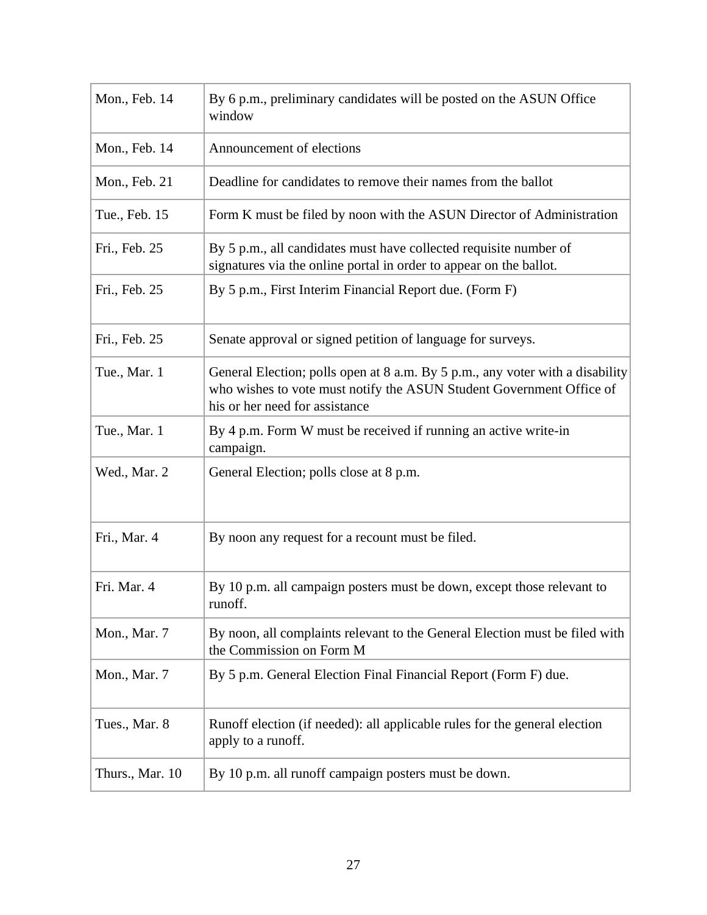| | |
|---|---|
| Mon., Feb. 14 | By 6 p.m., preliminary candidates will be posted on the ASUN Office window |
| Mon., Feb. 14 | Announcement of elections |
| Mon., Feb. 21 | Deadline for candidates to remove their names from the ballot |
| Tue., Feb. 15 | Form K must be filed by noon with the ASUN Director of Administration |
| Fri., Feb. 25 | By 5 p.m., all candidates must have collected requisite number of signatures via the online portal in order to appear on the ballot. |
| Fri., Feb. 25 | By 5 p.m., First Interim Financial Report due. (Form F) |
| Fri., Feb. 25 | Senate approval or signed petition of language for surveys. |
| Tue., Mar. 1 | General Election; polls open at 8 a.m. By 5 p.m., any voter with a disability who wishes to vote must notify the ASUN Student Government Office of his or her need for assistance |
| Tue., Mar. 1 | By 4 p.m. Form W must be received if running an active write-in campaign. |
| Wed., Mar. 2 | General Election; polls close at 8 p.m. |
| Fri., Mar. 4 | By noon any request for a recount must be filed. |
| Fri. Mar. 4 | By 10 p.m. all campaign posters must be down, except those relevant to runoff. |
| Mon., Mar. 7 | By noon, all complaints relevant to the General Election must be filed with the Commission on Form M |
| Mon., Mar. 7 | By 5 p.m. General Election Final Financial Report (Form F) due. |
| Tues., Mar. 8 | Runoff election (if needed): all applicable rules for the general election apply to a runoff. |
| Thurs., Mar. 10 | By 10 p.m. all runoff campaign posters must be down. |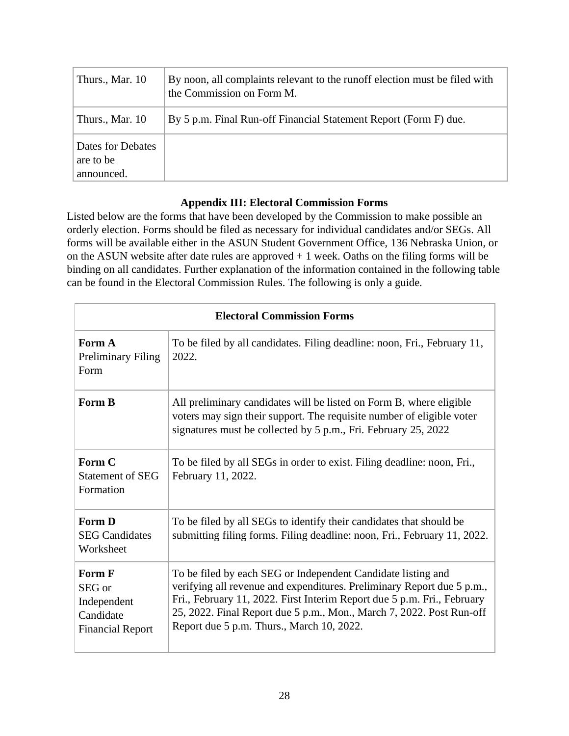| | |
|---|---|
| Thurs., Mar. 10 | By noon, all complaints relevant to the runoff election must be filed with the Commission on Form M. |
| Thurs., Mar. 10 | By 5 p.m. Final Run-off Financial Statement Report (Form F) due. |
| Dates for Debates are to be announced. | |

### Appendix III: Electoral Commission Forms

Listed below are the forms that have been developed by the Commission to make possible an orderly election. Forms should be filed as necessary for individual candidates and/or SEGs. All forms will be available either in the ASUN Student Government Office, 136 Nebraska Union, or on the ASUN website after date rules are approved + 1 week. Oaths on the filing forms will be binding on all candidates. Further explanation of the information contained in the following table can be found in the Electoral Commission Rules. The following is only a guide.

| **Electoral Commission Forms** | |
|---|---|
| **Form A** Preliminary Filing Form | To be filed by all candidates. Filing deadline: noon, Fri., February 11, 2022. |
| **Form B** | All preliminary candidates will be listed on Form B, where eligible voters may sign their support. The requisite number of eligible voter signatures must be collected by 5 p.m., Fri. February 25, 2022 |
| **Form C** Statement of SEG Formation | To be filed by all SEGs in order to exist. Filing deadline: noon, Fri., February 11, 2022. |
| **Form D** SEG Candidates Worksheet | To be filed by all SEGs to identify their candidates that should be submitting filing forms. Filing deadline: noon, Fri., February 11, 2022. |
| **Form F** SEG or Independent Candidate Financial Report | To be filed by each SEG or Independent Candidate listing and verifying all revenue and expenditures. Preliminary Report due 5 p.m., Fri., February 11, 2022. First Interim Report due 5 p.m. Fri., February 25, 2022. Final Report due 5 p.m., Mon., March 7, 2022. Post Run-off Report due 5 p.m. Thurs., March 10, 2022. |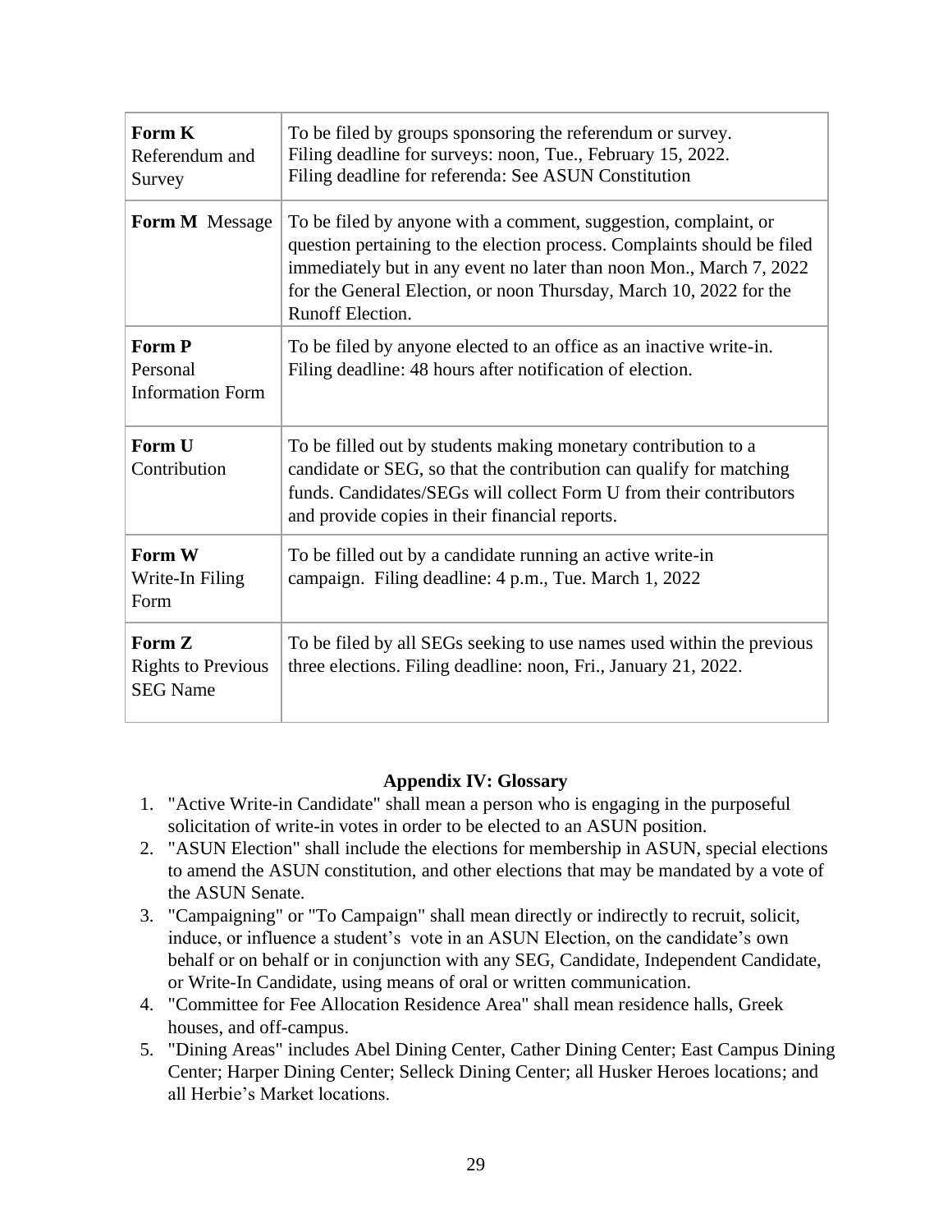| | |
|---|---|
| **Form K** Referendum and Survey | To be filed by groups sponsoring the referendum or survey. Filing deadline for surveys: noon, Tue., February 15, 2022. Filing deadline for referenda: See ASUN Constitution |
| **Form M** Message | To be filed by anyone with a comment, suggestion, complaint, or question pertaining to the election process. Complaints should be filed immediately but in any event no later than noon Mon., March 7, 2022 for the General Election, or noon Thursday, March 10, 2022 for the Runoff Election. |
| **Form P** Personal Information Form | To be filed by anyone elected to an office as an inactive write-in. Filing deadline: 48 hours after notification of election. |
| **Form U** Contribution | To be filled out by students making monetary contribution to a candidate or SEG, so that the contribution can qualify for matching funds. Candidates/SEGs will collect Form U from their contributors and provide copies in their financial reports. |
| **Form W** Write-In Filing Form | To be filled out by a candidate running an active write-in campaign. Filing deadline: 4 p.m., Tue. March 1, 2022 |
| **Form Z** Rights to Previous SEG Name | To be filed by all SEGs seeking to use names used within the previous three elections. Filing deadline: noon, Fri., January 21, 2022. |

## Appendix IV: Glossary

1. "Active Write-in Candidate" shall mean a person who is engaging in the purposeful solicitation of write-in votes in order to be elected to an ASUN position.
2. "ASUN Election" shall include the elections for membership in ASUN, special elections to amend the ASUN constitution, and other elections that may be mandated by a vote of the ASUN Senate.
3. "Campaigning" or "To Campaign" shall mean directly or indirectly to recruit, solicit, induce, or influence a student's vote in an ASUN Election, on the candidate's own behalf or on behalf or in conjunction with any SEG, Candidate, Independent Candidate, or Write-In Candidate, using means of oral or written communication.
4. "Committee for Fee Allocation Residence Area" shall mean residence halls, Greek houses, and off-campus.
5. "Dining Areas" includes Abel Dining Center, Cather Dining Center; East Campus Dining Center; Harper Dining Center; Selleck Dining Center; all Husker Heroes locations; and all Herbie's Market locations.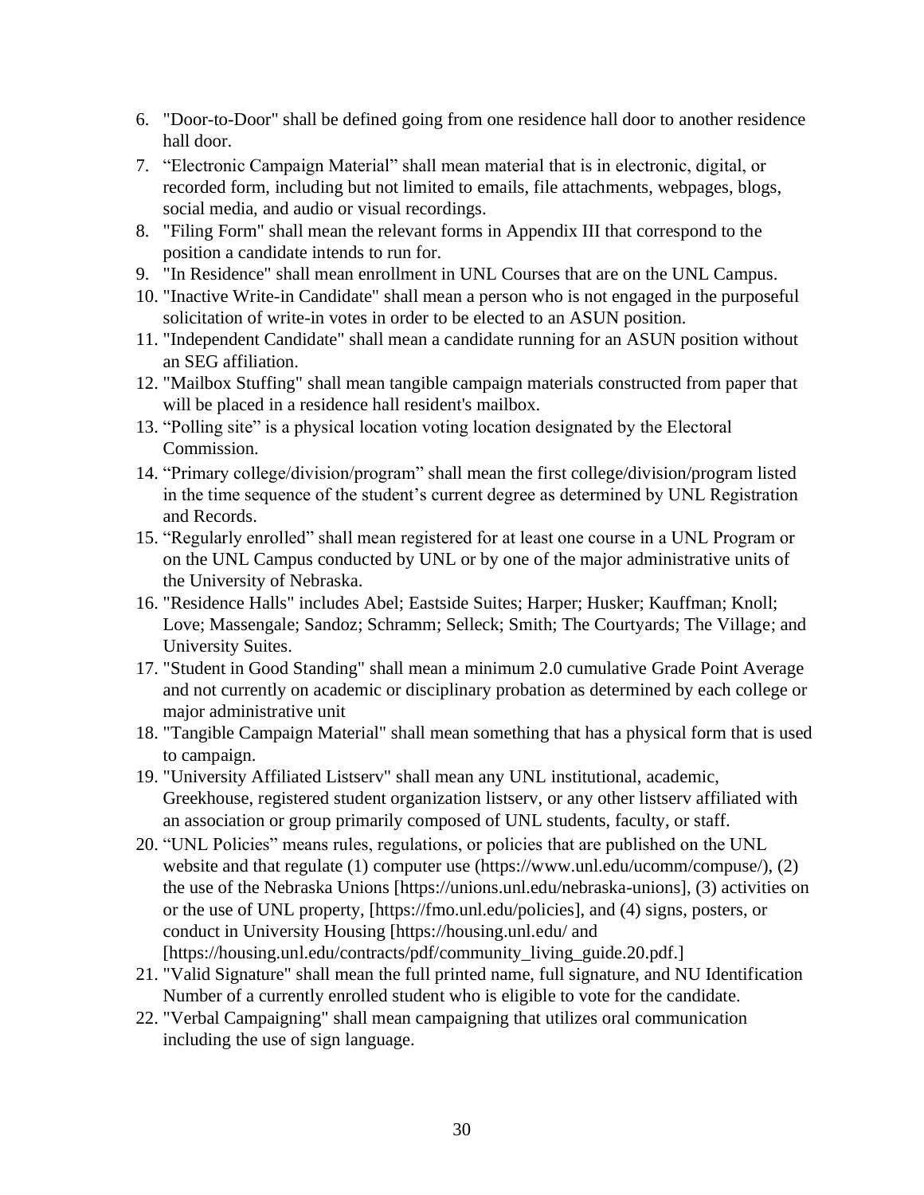6. "Door-to-Door" shall be defined going from one residence hall door to another residence hall door.
7. "Electronic Campaign Material" shall mean material that is in electronic, digital, or recorded form, including but not limited to emails, file attachments, webpages, blogs, social media, and audio or visual recordings.
8. "Filing Form" shall mean the relevant forms in Appendix III that correspond to the position a candidate intends to run for.
9. "In Residence" shall mean enrollment in UNL Courses that are on the UNL Campus.
10. "Inactive Write-in Candidate" shall mean a person who is not engaged in the purposeful solicitation of write-in votes in order to be elected to an ASUN position.
11. "Independent Candidate" shall mean a candidate running for an ASUN position without an SEG affiliation.
12. "Mailbox Stuffing" shall mean tangible campaign materials constructed from paper that will be placed in a residence hall resident's mailbox.
13. "Polling site" is a physical location voting location designated by the Electoral Commission.
14. "Primary college/division/program" shall mean the first college/division/program listed in the time sequence of the student's current degree as determined by UNL Registration and Records.
15. "Regularly enrolled" shall mean registered for at least one course in a UNL Program or on the UNL Campus conducted by UNL or by one of the major administrative units of the University of Nebraska.
16. "Residence Halls" includes Abel; Eastside Suites; Harper; Husker; Kauffman; Knoll; Love; Massengale; Sandoz; Schramm; Selleck; Smith; The Courtyards; The Village; and University Suites.
17. "Student in Good Standing" shall mean a minimum 2.0 cumulative Grade Point Average and not currently on academic or disciplinary probation as determined by each college or major administrative unit
18. "Tangible Campaign Material" shall mean something that has a physical form that is used to campaign.
19. "University Affiliated Listserv" shall mean any UNL institutional, academic, Greekhouse, registered student organization listserv, or any other listserv affiliated with an association or group primarily composed of UNL students, faculty, or staff.
20. "UNL Policies" means rules, regulations, or policies that are published on the UNL website and that regulate (1) computer use (https://www.unl.edu/ucomm/compuse/), (2) the use of the Nebraska Unions [https://unions.unl.edu/nebraska-unions], (3) activities on or the use of UNL property, [https://fmo.unl.edu/policies], and (4) signs, posters, or conduct in University Housing [https://housing.unl.edu/ and [https://housing.unl.edu/contracts/pdf/community_living_guide.20.pdf.]
21. "Valid Signature" shall mean the full printed name, full signature, and NU Identification Number of a currently enrolled student who is eligible to vote for the candidate.
22. "Verbal Campaigning" shall mean campaigning that utilizes oral communication including the use of sign language.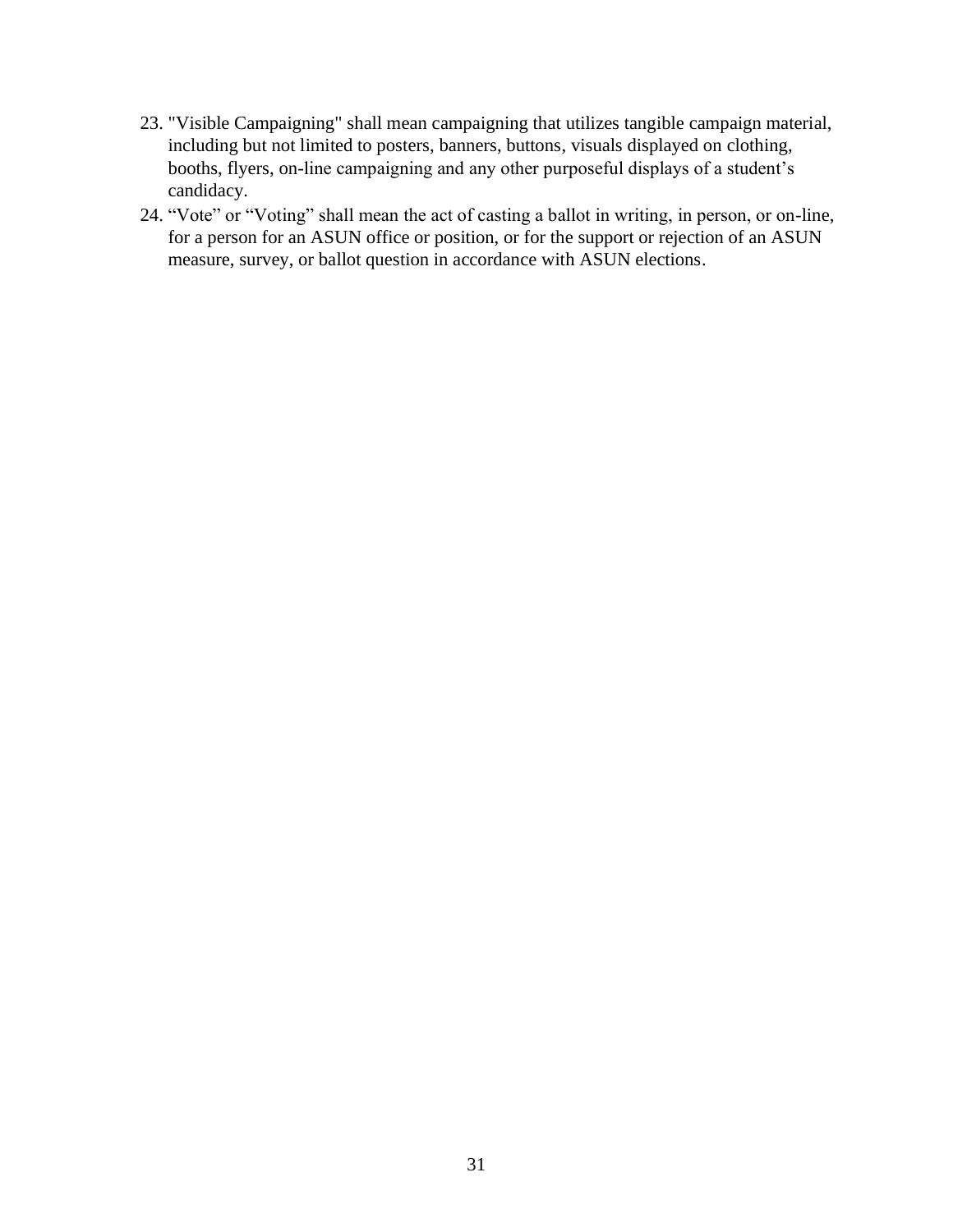23. "Visible Campaigning" shall mean campaigning that utilizes tangible campaign material, including but not limited to posters, banners, buttons, visuals displayed on clothing, booths, flyers, on-line campaigning and any other purposeful displays of a student's candidacy.
24. "Vote" or "Voting" shall mean the act of casting a ballot in writing, in person, or on-line, for a person for an ASUN office or position, or for the support or rejection of an ASUN measure, survey, or ballot question in accordance with ASUN elections.